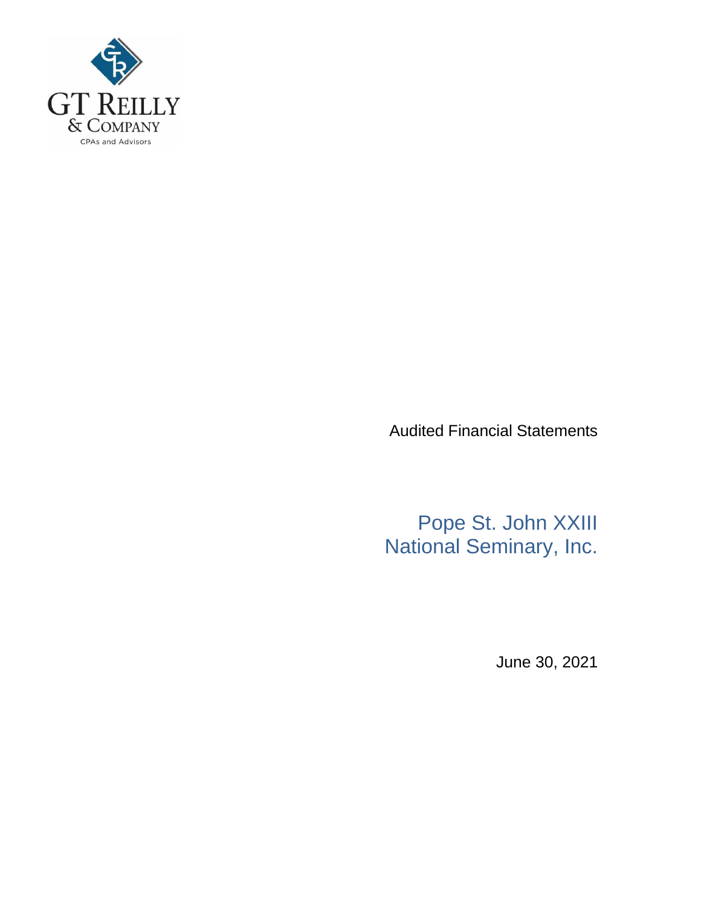GT REILLY
& COMPANY
CPAs and Advisors

Audited Financial Statements

# Pope St. John XXIII National Seminary, Inc.

June 30, 2021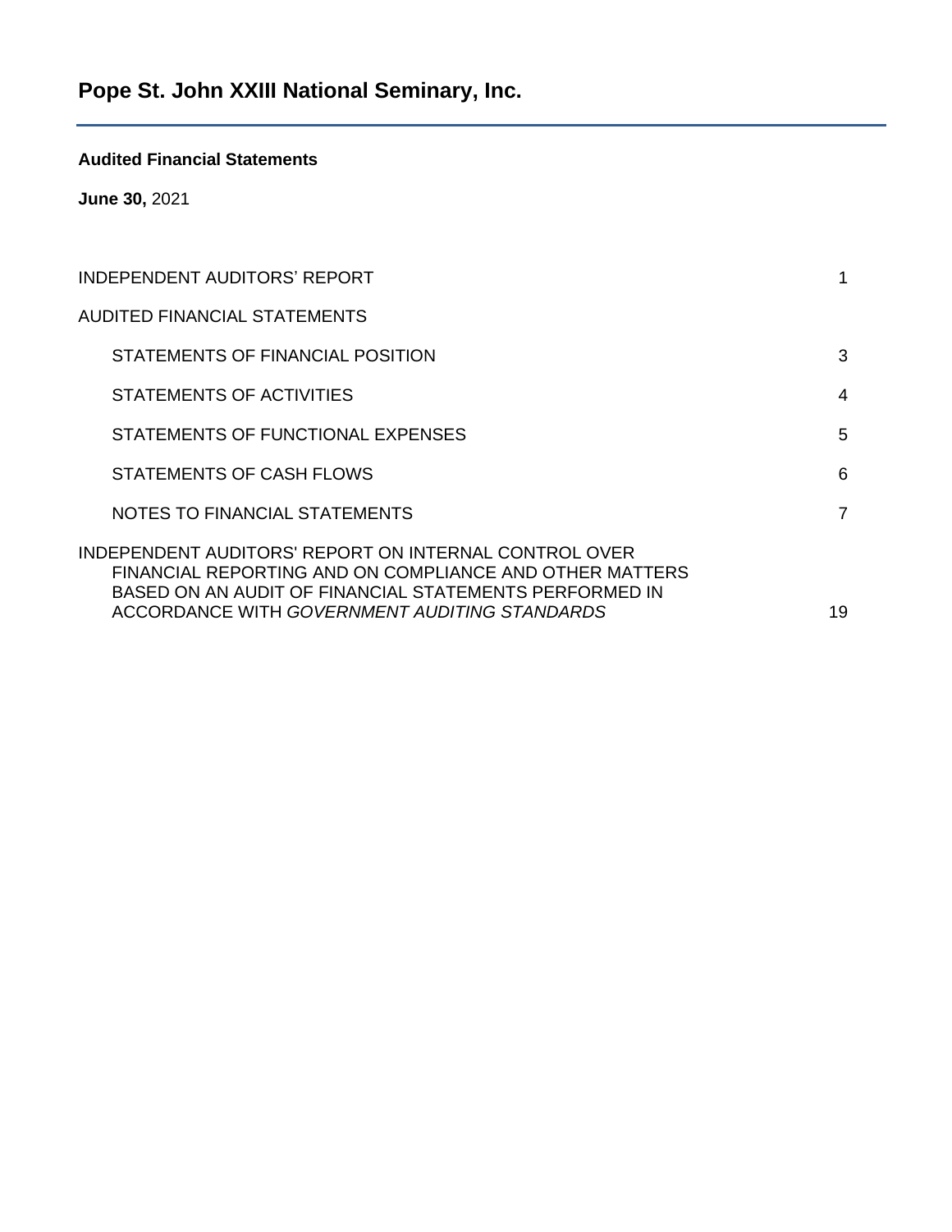# Pope St. John XXIII National Seminary, Inc.

**Audited Financial Statements**

**June 30,** 2021

| | |
|---|---|
| INDEPENDENT AUDITORS' REPORT | 1 |
| AUDITED FINANCIAL STATEMENTS | |
| STATEMENTS OF FINANCIAL POSITION | 3 |
| STATEMENTS OF ACTIVITIES | 4 |
| STATEMENTS OF FUNCTIONAL EXPENSES | 5 |
| STATEMENTS OF CASH FLOWS | 6 |
| NOTES TO FINANCIAL STATEMENTS | 7 |
| INDEPENDENT AUDITORS' REPORT ON INTERNAL CONTROL OVER FINANCIAL REPORTING AND ON COMPLIANCE AND OTHER MATTERS BASED ON AN AUDIT OF FINANCIAL STATEMENTS PERFORMED IN ACCORDANCE WITH *GOVERNMENT AUDITING STANDARDS* | 19 |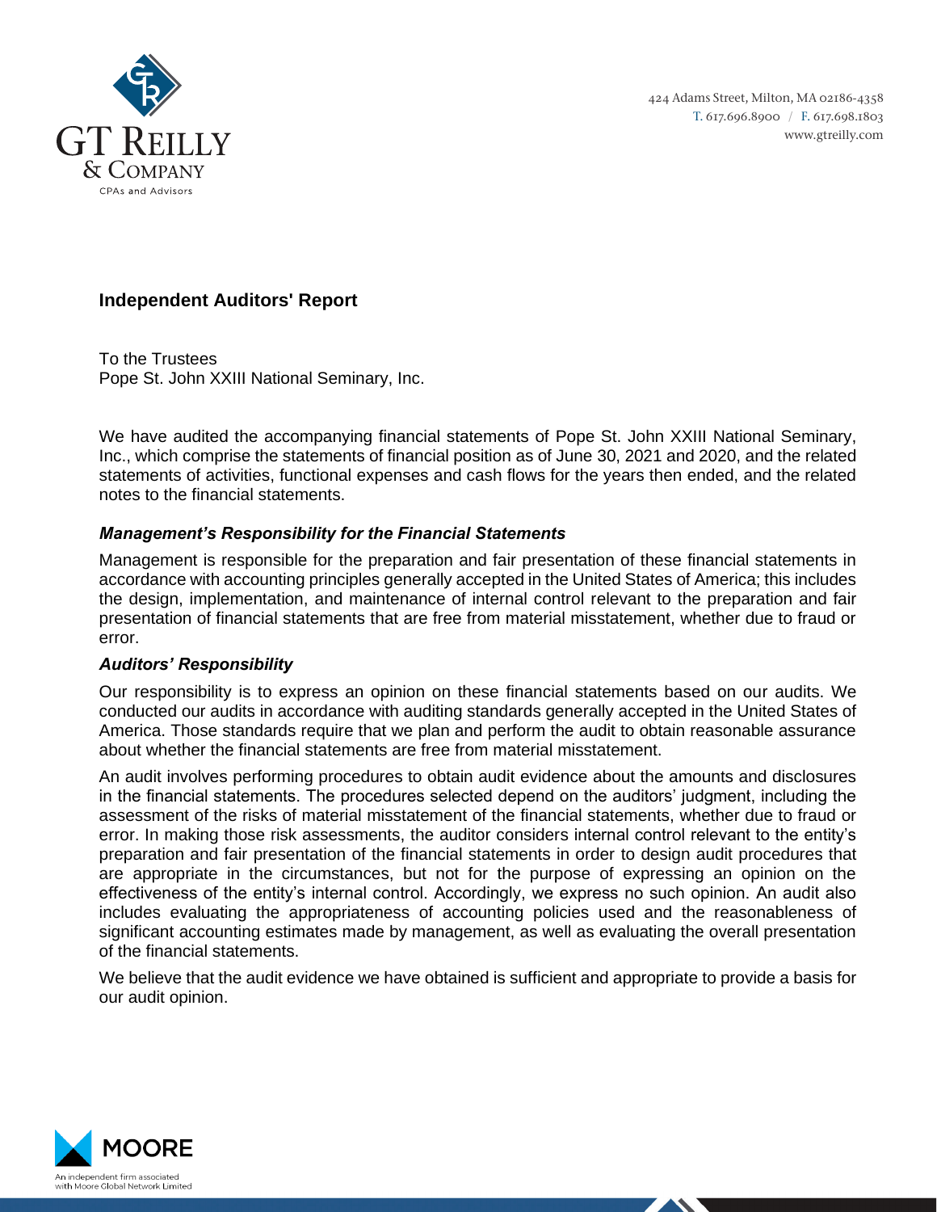GT Reilly & Company
CPAs and Advisors

424 Adams Street, Milton, MA 02186-4358
T. 617.696.8900 / F. 617.698.1803
www.gtreilly.com

## Independent Auditors' Report

To the Trustees
Pope St. John XXIII National Seminary, Inc.

We have audited the accompanying financial statements of Pope St. John XXIII National Seminary, Inc., which comprise the statements of financial position as of June 30, 2021 and 2020, and the related statements of activities, functional expenses and cash flows for the years then ended, and the related notes to the financial statements.

### *Management's Responsibility for the Financial Statements*

Management is responsible for the preparation and fair presentation of these financial statements in accordance with accounting principles generally accepted in the United States of America; this includes the design, implementation, and maintenance of internal control relevant to the preparation and fair presentation of financial statements that are free from material misstatement, whether due to fraud or error.

### *Auditors' Responsibility*

Our responsibility is to express an opinion on these financial statements based on our audits. We conducted our audits in accordance with auditing standards generally accepted in the United States of America. Those standards require that we plan and perform the audit to obtain reasonable assurance about whether the financial statements are free from material misstatement.

An audit involves performing procedures to obtain audit evidence about the amounts and disclosures in the financial statements. The procedures selected depend on the auditors' judgment, including the assessment of the risks of material misstatement of the financial statements, whether due to fraud or error. In making those risk assessments, the auditor considers internal control relevant to the entity's preparation and fair presentation of the financial statements in order to design audit procedures that are appropriate in the circumstances, but not for the purpose of expressing an opinion on the effectiveness of the entity's internal control. Accordingly, we express no such opinion. An audit also includes evaluating the appropriateness of accounting policies used and the reasonableness of significant accounting estimates made by management, as well as evaluating the overall presentation of the financial statements.

We believe that the audit evidence we have obtained is sufficient and appropriate to provide a basis for our audit opinion.

MOORE
An independent firm associated with Moore Global Network Limited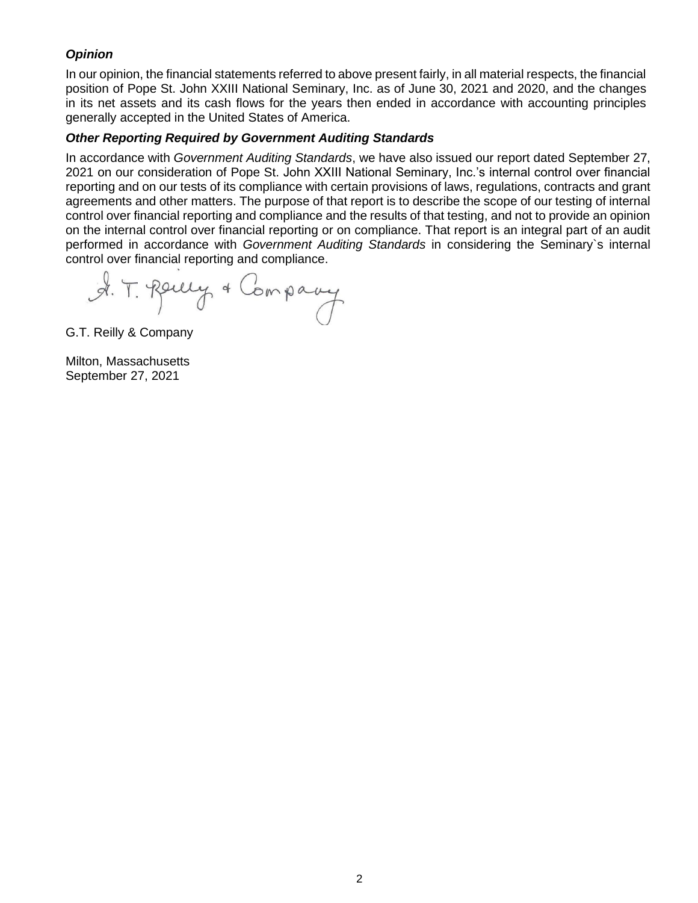***Opinion***

In our opinion, the financial statements referred to above present fairly, in all material respects, the financial position of Pope St. John XXIII National Seminary, Inc. as of June 30, 2021 and 2020, and the changes in its net assets and its cash flows for the years then ended in accordance with accounting principles generally accepted in the United States of America.

***Other Reporting Required by Government Auditing Standards***

In accordance with *Government Auditing Standards*, we have also issued our report dated September 27, 2021 on our consideration of Pope St. John XXIII National Seminary, Inc.'s internal control over financial reporting and on our tests of its compliance with certain provisions of laws, regulations, contracts and grant agreements and other matters. The purpose of that report is to describe the scope of our testing of internal control over financial reporting and compliance and the results of that testing, and not to provide an opinion on the internal control over financial reporting or on compliance. That report is an integral part of an audit performed in accordance with *Government Auditing Standards* in considering the Seminary`s internal control over financial reporting and compliance.

G.T. Reilly & Company

G.T. Reilly & Company

Milton, Massachusetts
September 27, 2021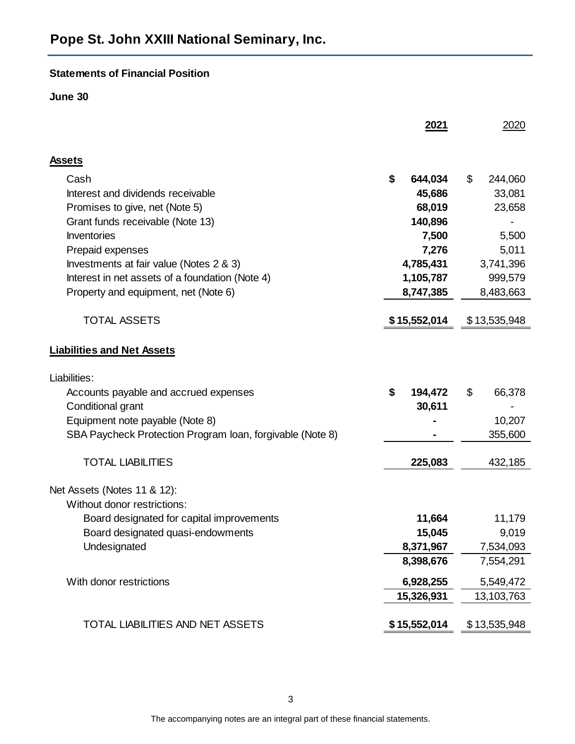# Pope St. John XXIII National Seminary, Inc.

**Statements of Financial Position**

**June 30**

| | **2021** | 2020 |
|---|---|---|
| **Assets** | | |
| Cash | **$ 644,034** | $ 244,060 |
| Interest and dividends receivable | **45,686** | 33,081 |
| Promises to give, net (Note 5) | **68,019** | 23,658 |
| Grant funds receivable (Note 13) | **140,896** | - |
| Inventories | **7,500** | 5,500 |
| Prepaid expenses | **7,276** | 5,011 |
| Investments at fair value (Notes 2 & 3) | **4,785,431** | 3,741,396 |
| Interest in net assets of a foundation (Note 4) | **1,105,787** | 999,579 |
| Property and equipment, net (Note 6) | **8,747,385** | 8,483,663 |
| TOTAL ASSETS | **$ 15,552,014** | $ 13,535,948 |
| **Liabilities and Net Assets** | | |
| Liabilities: | | |
| Accounts payable and accrued expenses | **$ 194,472** | $ 66,378 |
| Conditional grant | **30,611** | - |
| Equipment note payable (Note 8) | **-** | 10,207 |
| SBA Paycheck Protection Program loan, forgivable (Note 8) | **-** | 355,600 |
| TOTAL LIABILITIES | **225,083** | 432,185 |
| Net Assets (Notes 11 & 12): | | |
| Without donor restrictions: | | |
| Board designated for capital improvements | **11,664** | 11,179 |
| Board designated quasi-endowments | **15,045** | 9,019 |
| Undesignated | **8,371,967** | 7,534,093 |
| | **8,398,676** | 7,554,291 |
| With donor restrictions | **6,928,255** | 5,549,472 |
| | **15,326,931** | 13,103,763 |
| TOTAL LIABILITIES AND NET ASSETS | **$ 15,552,014** | $ 13,535,948 |

The accompanying notes are an integral part of these financial statements.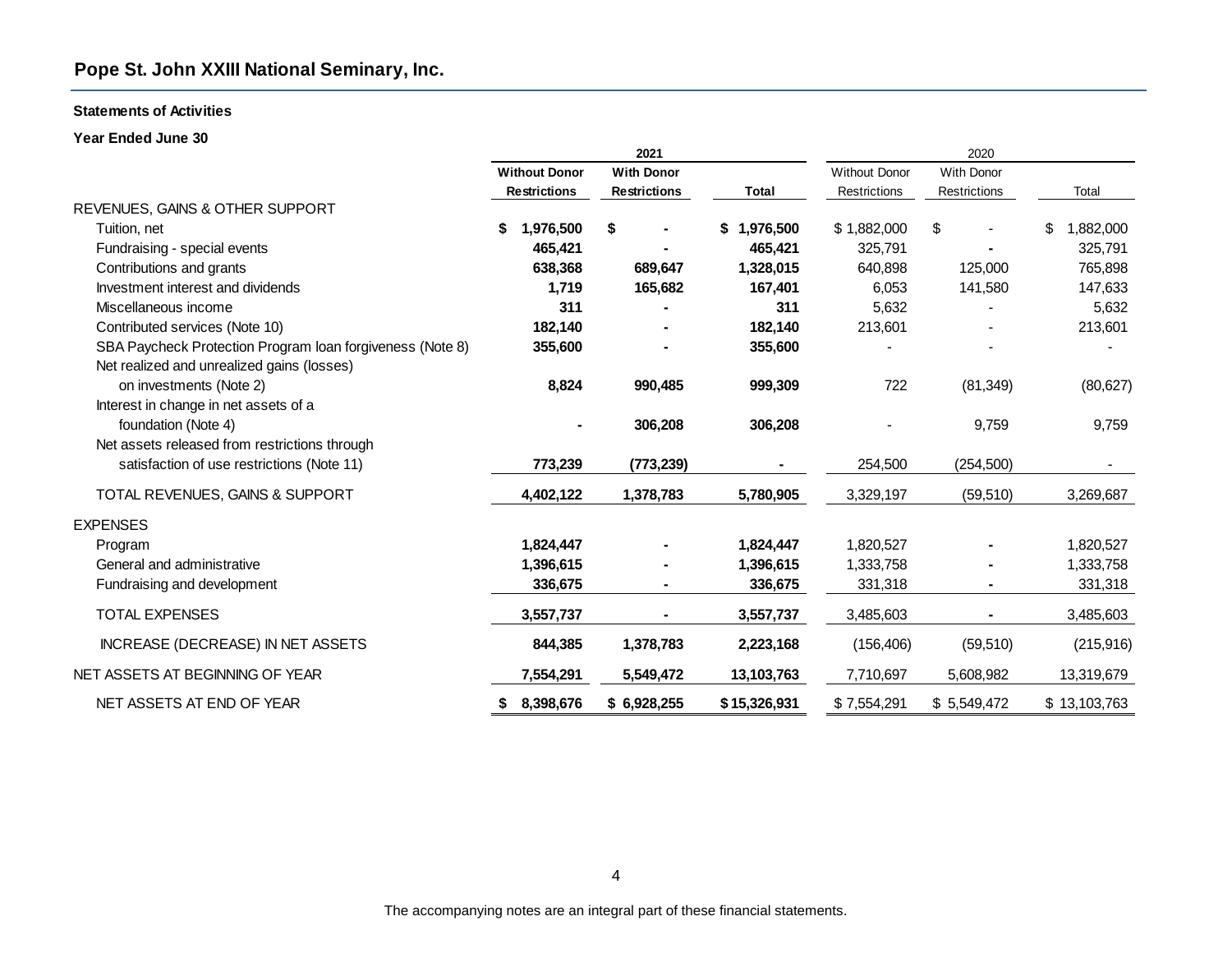## Pope St. John XXIII National Seminary, Inc.

### Statements of Activities

### Year Ended June 30

| | 2021 | | | 2020 | | |
|---|---|---|---|---|---|---|
| | **Without Donor Restrictions** | **With Donor Restrictions** | **Total** | Without Donor Restrictions | With Donor Restrictions | Total |
| REVENUES, GAINS & OTHER SUPPORT | | | | | | |
| Tuition, net | **$ 1,976,500** | **$ -** | **$ 1,976,500** | $ 1,882,000 | $ - | $ 1,882,000 |
| Fundraising - special events | **465,421** | **-** | **465,421** | 325,791 | - | 325,791 |
| Contributions and grants | **638,368** | **689,647** | **1,328,015** | 640,898 | 125,000 | 765,898 |
| Investment interest and dividends | **1,719** | **165,682** | **167,401** | 6,053 | 141,580 | 147,633 |
| Miscellaneous income | **311** | **-** | **311** | 5,632 | - | 5,632 |
| Contributed services (Note 10) | **182,140** | **-** | **182,140** | 213,601 | - | 213,601 |
| SBA Paycheck Protection Program loan forgiveness (Note 8) | **355,600** | **-** | **355,600** | - | - | - |
| Net realized and unrealized gains (losses) on investments (Note 2) | **8,824** | **990,485** | **999,309** | 722 | (81,349) | (80,627) |
| Interest in change in net assets of a foundation (Note 4) | **-** | **306,208** | **306,208** | - | 9,759 | 9,759 |
| Net assets released from restrictions through satisfaction of use restrictions (Note 11) | **773,239** | **(773,239)** | **-** | 254,500 | (254,500) | - |
| TOTAL REVENUES, GAINS & SUPPORT | **4,402,122** | **1,378,783** | **5,780,905** | 3,329,197 | (59,510) | 3,269,687 |
| EXPENSES | | | | | | |
| Program | **1,824,447** | **-** | **1,824,447** | 1,820,527 | - | 1,820,527 |
| General and administrative | **1,396,615** | **-** | **1,396,615** | 1,333,758 | - | 1,333,758 |
| Fundraising and development | **336,675** | **-** | **336,675** | 331,318 | - | 331,318 |
| TOTAL EXPENSES | **3,557,737** | **-** | **3,557,737** | 3,485,603 | - | 3,485,603 |
| INCREASE (DECREASE) IN NET ASSETS | **844,385** | **1,378,783** | **2,223,168** | (156,406) | (59,510) | (215,916) |
| NET ASSETS AT BEGINNING OF YEAR | **7,554,291** | **5,549,472** | **13,103,763** | 7,710,697 | 5,608,982 | 13,319,679 |
| NET ASSETS AT END OF YEAR | **$ 8,398,676** | **$ 6,928,255** | **$ 15,326,931** | $ 7,554,291 | $ 5,549,472 | $ 13,103,763 |

The accompanying notes are an integral part of these financial statements.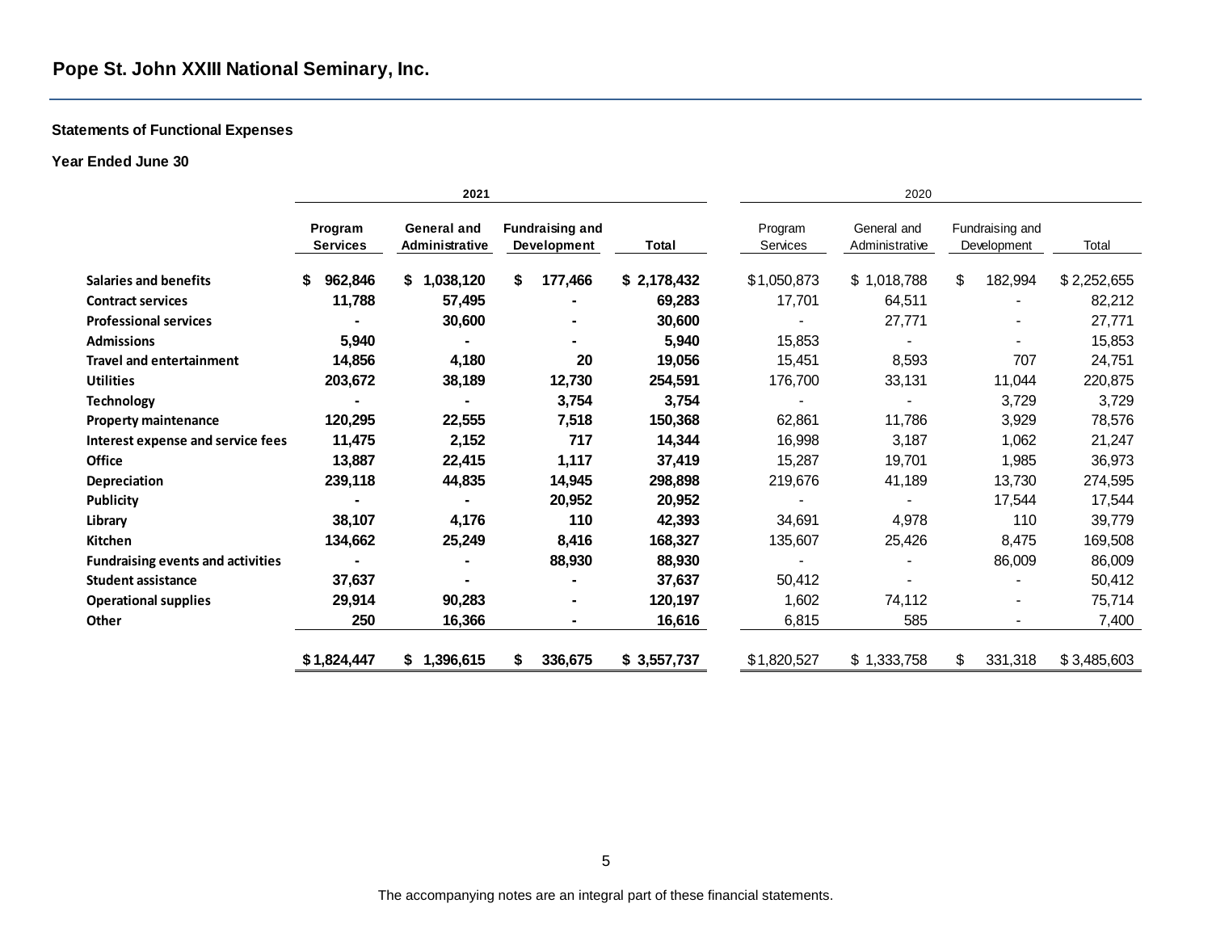## Pope St. John XXIII National Seminary, Inc.

### Statements of Functional Expenses

### Year Ended June 30

| | 2021 | | | | 2020 | | | |
|---|---|---|---|---|---|---|---|---|
| | Program Services | General and Administrative | Fundraising and Development | Total | Program Services | General and Administrative | Fundraising and Development | Total |
| Salaries and benefits | $ 962,846 | $ 1,038,120 | $ 177,466 | $ 2,178,432 | $ 1,050,873 | $ 1,018,788 | $ 182,994 | $ 2,252,655 |
| Contract services | 11,788 | 57,495 | - | 69,283 | 17,701 | 64,511 | - | 82,212 |
| Professional services | - | 30,600 | - | 30,600 | - | 27,771 | - | 27,771 |
| Admissions | 5,940 | - | - | 5,940 | 15,853 | - | - | 15,853 |
| Travel and entertainment | 14,856 | 4,180 | 20 | 19,056 | 15,451 | 8,593 | 707 | 24,751 |
| Utilities | 203,672 | 38,189 | 12,730 | 254,591 | 176,700 | 33,131 | 11,044 | 220,875 |
| Technology | - | - | 3,754 | 3,754 | - | - | 3,729 | 3,729 |
| Property maintenance | 120,295 | 22,555 | 7,518 | 150,368 | 62,861 | 11,786 | 3,929 | 78,576 |
| Interest expense and service fees | 11,475 | 2,152 | 717 | 14,344 | 16,998 | 3,187 | 1,062 | 21,247 |
| Office | 13,887 | 22,415 | 1,117 | 37,419 | 15,287 | 19,701 | 1,985 | 36,973 |
| Depreciation | 239,118 | 44,835 | 14,945 | 298,898 | 219,676 | 41,189 | 13,730 | 274,595 |
| Publicity | - | - | 20,952 | 20,952 | - | - | 17,544 | 17,544 |
| Library | 38,107 | 4,176 | 110 | 42,393 | 34,691 | 4,978 | 110 | 39,779 |
| Kitchen | 134,662 | 25,249 | 8,416 | 168,327 | 135,607 | 25,426 | 8,475 | 169,508 |
| Fundraising events and activities | - | - | 88,930 | 88,930 | - | - | 86,009 | 86,009 |
| Student assistance | 37,637 | - | - | 37,637 | 50,412 | - | - | 50,412 |
| Operational supplies | 29,914 | 90,283 | - | 120,197 | 1,602 | 74,112 | - | 75,714 |
| Other | 250 | 16,366 | - | 16,616 | 6,815 | 585 | - | 7,400 |
| | $ 1,824,447 | $ 1,396,615 | $ 336,675 | $ 3,557,737 | $ 1,820,527 | $ 1,333,758 | $ 331,318 | $ 3,485,603 |

The accompanying notes are an integral part of these financial statements.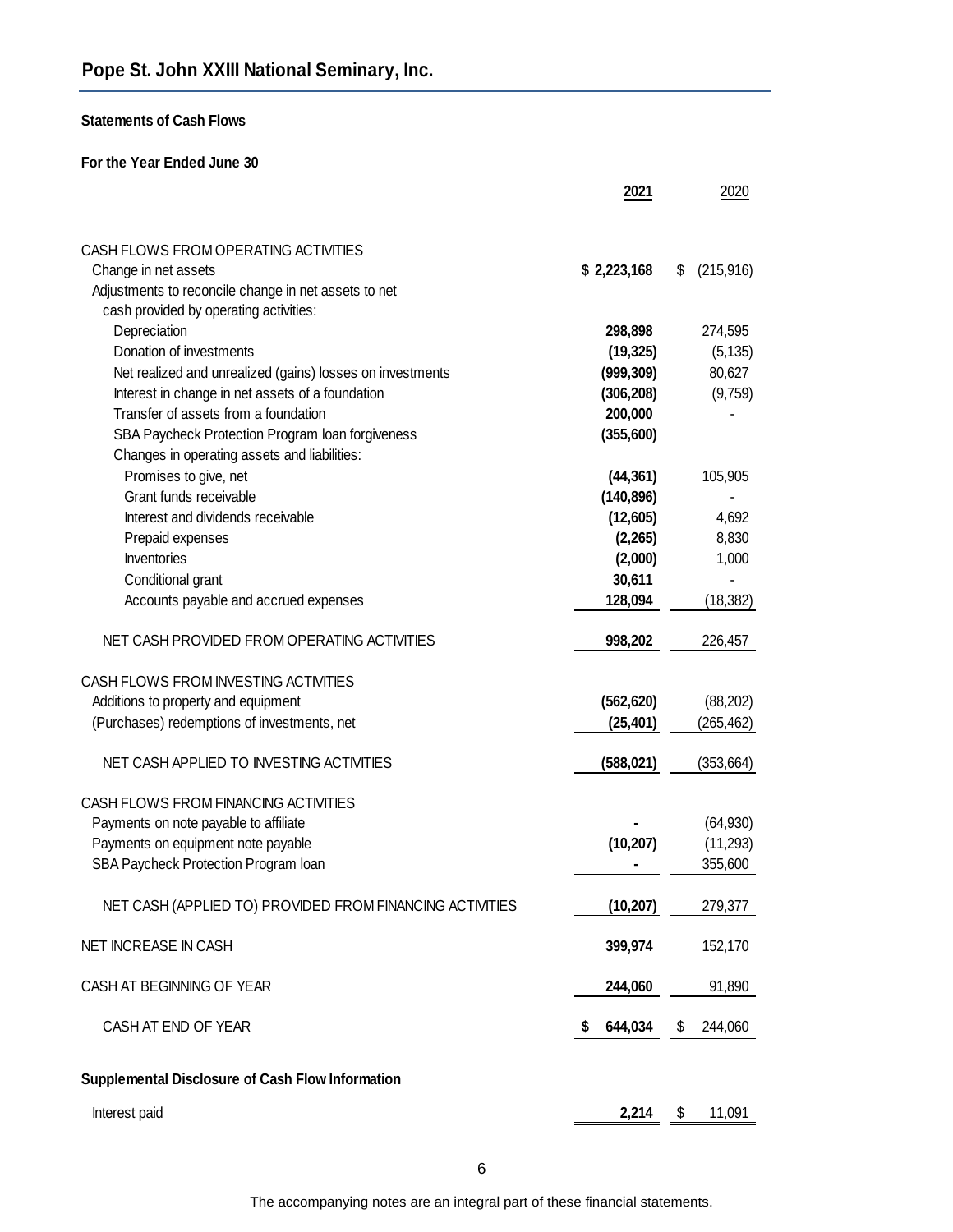# Pope St. John XXIII National Seminary, Inc.

**Statements of Cash Flows**

**For the Year Ended June 30**

| | **2021** | 2020 |
|---|---|---|
| CASH FLOWS FROM OPERATING ACTIVITIES | | |
| Change in net assets | **$ 2,223,168** | $ (215,916) |
| Adjustments to reconcile change in net assets to net cash provided by operating activities: | | |
| Depreciation | **298,898** | 274,595 |
| Donation of investments | **(19,325)** | (5,135) |
| Net realized and unrealized (gains) losses on investments | **(999,309)** | 80,627 |
| Interest in change in net assets of a foundation | **(306,208)** | (9,759) |
| Transfer of assets from a foundation | **200,000** | - |
| SBA Paycheck Protection Program loan forgiveness | **(355,600)** | |
| Changes in operating assets and liabilities: | | |
| Promises to give, net | **(44,361)** | 105,905 |
| Grant funds receivable | **(140,896)** | - |
| Interest and dividends receivable | **(12,605)** | 4,692 |
| Prepaid expenses | **(2,265)** | 8,830 |
| Inventories | **(2,000)** | 1,000 |
| Conditional grant | **30,611** | - |
| Accounts payable and accrued expenses | **128,094** | (18,382) |
| NET CASH PROVIDED FROM OPERATING ACTIVITIES | **998,202** | 226,457 |
| CASH FLOWS FROM INVESTING ACTIVITIES | | |
| Additions to property and equipment | **(562,620)** | (88,202) |
| (Purchases) redemptions of investments, net | **(25,401)** | (265,462) |
| NET CASH APPLIED TO INVESTING ACTIVITIES | **(588,021)** | (353,664) |
| CASH FLOWS FROM FINANCING ACTIVITIES | | |
| Payments on note payable to affiliate | **-** | (64,930) |
| Payments on equipment note payable | **(10,207)** | (11,293) |
| SBA Paycheck Protection Program loan | **-** | 355,600 |
| NET CASH (APPLIED TO) PROVIDED FROM FINANCING ACTIVITIES | **(10,207)** | 279,377 |
| NET INCREASE IN CASH | **399,974** | 152,170 |
| CASH AT BEGINNING OF YEAR | **244,060** | 91,890 |
| CASH AT END OF YEAR | **$ 644,034** | $ 244,060 |

**Supplemental Disclosure of Cash Flow Information**

| | | |
|---|---|---|
| Interest paid | **2,214** | $ 11,091 |

The accompanying notes are an integral part of these financial statements.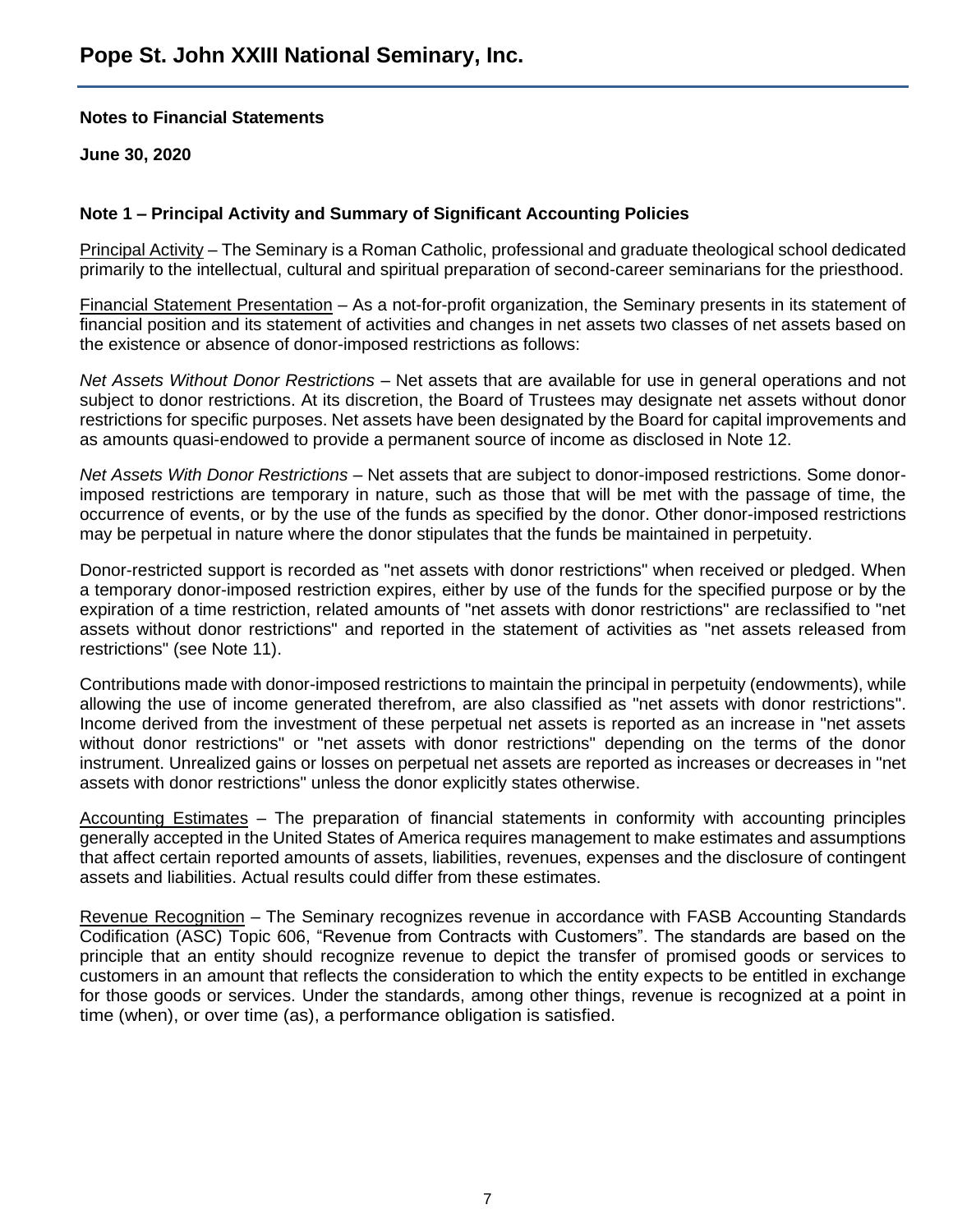Pope St. John XXIII National Seminary, Inc.

**Notes to Financial Statements**

**June 30, 2020**

### Note 1 – Principal Activity and Summary of Significant Accounting Policies

Principal Activity – The Seminary is a Roman Catholic, professional and graduate theological school dedicated primarily to the intellectual, cultural and spiritual preparation of second-career seminarians for the priesthood.

Financial Statement Presentation – As a not-for-profit organization, the Seminary presents in its statement of financial position and its statement of activities and changes in net assets two classes of net assets based on the existence or absence of donor-imposed restrictions as follows:

*Net Assets Without Donor Restrictions* – Net assets that are available for use in general operations and not subject to donor restrictions. At its discretion, the Board of Trustees may designate net assets without donor restrictions for specific purposes. Net assets have been designated by the Board for capital improvements and as amounts quasi-endowed to provide a permanent source of income as disclosed in Note 12.

*Net Assets With Donor Restrictions* – Net assets that are subject to donor-imposed restrictions. Some donor-imposed restrictions are temporary in nature, such as those that will be met with the passage of time, the occurrence of events, or by the use of the funds as specified by the donor. Other donor-imposed restrictions may be perpetual in nature where the donor stipulates that the funds be maintained in perpetuity.

Donor-restricted support is recorded as "net assets with donor restrictions" when received or pledged. When a temporary donor-imposed restriction expires, either by use of the funds for the specified purpose or by the expiration of a time restriction, related amounts of "net assets with donor restrictions" are reclassified to "net assets without donor restrictions" and reported in the statement of activities as "net assets released from restrictions" (see Note 11).

Contributions made with donor-imposed restrictions to maintain the principal in perpetuity (endowments), while allowing the use of income generated therefrom, are also classified as "net assets with donor restrictions". Income derived from the investment of these perpetual net assets is reported as an increase in "net assets without donor restrictions" or "net assets with donor restrictions" depending on the terms of the donor instrument. Unrealized gains or losses on perpetual net assets are reported as increases or decreases in "net assets with donor restrictions" unless the donor explicitly states otherwise.

Accounting Estimates – The preparation of financial statements in conformity with accounting principles generally accepted in the United States of America requires management to make estimates and assumptions that affect certain reported amounts of assets, liabilities, revenues, expenses and the disclosure of contingent assets and liabilities. Actual results could differ from these estimates.

Revenue Recognition – The Seminary recognizes revenue in accordance with FASB Accounting Standards Codification (ASC) Topic 606, “Revenue from Contracts with Customers”. The standards are based on the principle that an entity should recognize revenue to depict the transfer of promised goods or services to customers in an amount that reflects the consideration to which the entity expects to be entitled in exchange for those goods or services. Under the standards, among other things, revenue is recognized at a point in time (when), or over time (as), a performance obligation is satisfied.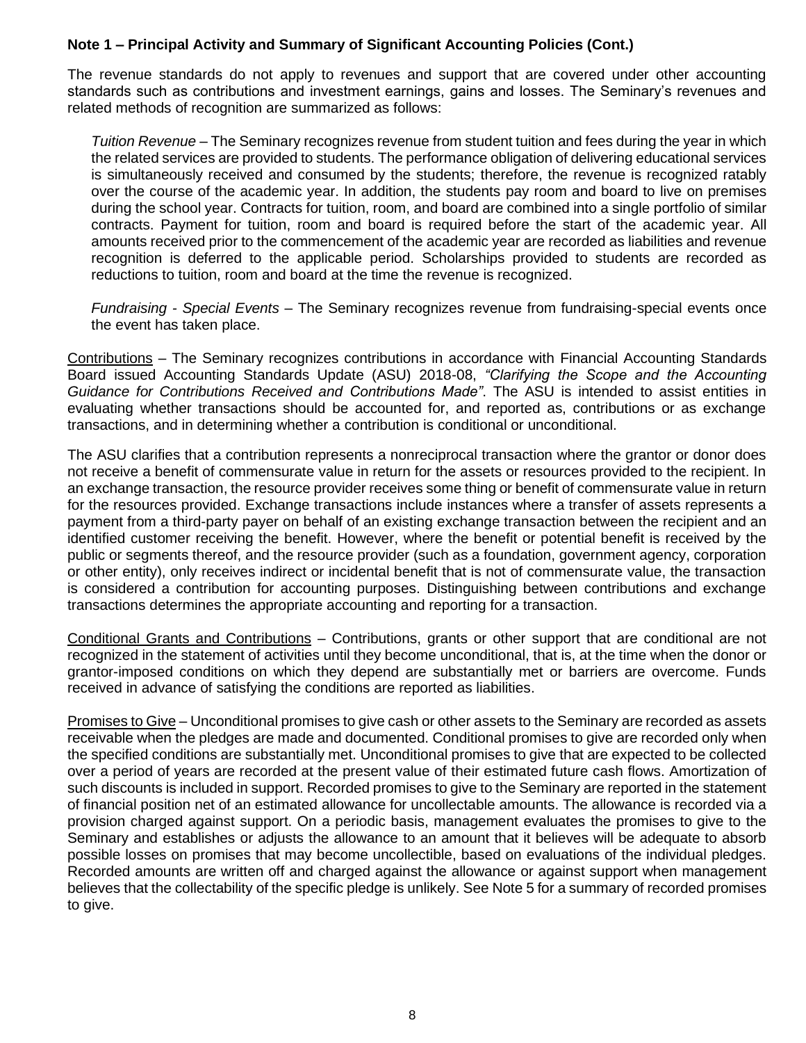**Note 1 – Principal Activity and Summary of Significant Accounting Policies (Cont.)**

The revenue standards do not apply to revenues and support that are covered under other accounting standards such as contributions and investment earnings, gains and losses. The Seminary's revenues and related methods of recognition are summarized as follows:

> *Tuition Revenue* – The Seminary recognizes revenue from student tuition and fees during the year in which the related services are provided to students. The performance obligation of delivering educational services is simultaneously received and consumed by the students; therefore, the revenue is recognized ratably over the course of the academic year. In addition, the students pay room and board to live on premises during the school year. Contracts for tuition, room, and board are combined into a single portfolio of similar contracts. Payment for tuition, room and board is required before the start of the academic year. All amounts received prior to the commencement of the academic year are recorded as liabilities and revenue recognition is deferred to the applicable period. Scholarships provided to students are recorded as reductions to tuition, room and board at the time the revenue is recognized.
>
> *Fundraising - Special Events* – The Seminary recognizes revenue from fundraising-special events once the event has taken place.

<u>Contributions</u> – The Seminary recognizes contributions in accordance with Financial Accounting Standards Board issued Accounting Standards Update (ASU) 2018-08, *"Clarifying the Scope and the Accounting Guidance for Contributions Received and Contributions Made"*. The ASU is intended to assist entities in evaluating whether transactions should be accounted for, and reported as, contributions or as exchange transactions, and in determining whether a contribution is conditional or unconditional.

The ASU clarifies that a contribution represents a nonreciprocal transaction where the grantor or donor does not receive a benefit of commensurate value in return for the assets or resources provided to the recipient. In an exchange transaction, the resource provider receives some thing or benefit of commensurate value in return for the resources provided. Exchange transactions include instances where a transfer of assets represents a payment from a third-party payer on behalf of an existing exchange transaction between the recipient and an identified customer receiving the benefit. However, where the benefit or potential benefit is received by the public or segments thereof, and the resource provider (such as a foundation, government agency, corporation or other entity), only receives indirect or incidental benefit that is not of commensurate value, the transaction is considered a contribution for accounting purposes. Distinguishing between contributions and exchange transactions determines the appropriate accounting and reporting for a transaction.

<u>Conditional Grants and Contributions</u> – Contributions, grants or other support that are conditional are not recognized in the statement of activities until they become unconditional, that is, at the time when the donor or grantor-imposed conditions on which they depend are substantially met or barriers are overcome. Funds received in advance of satisfying the conditions are reported as liabilities.

<u>Promises to Give</u> – Unconditional promises to give cash or other assets to the Seminary are recorded as assets receivable when the pledges are made and documented. Conditional promises to give are recorded only when the specified conditions are substantially met. Unconditional promises to give that are expected to be collected over a period of years are recorded at the present value of their estimated future cash flows. Amortization of such discounts is included in support. Recorded promises to give to the Seminary are reported in the statement of financial position net of an estimated allowance for uncollectable amounts. The allowance is recorded via a provision charged against support. On a periodic basis, management evaluates the promises to give to the Seminary and establishes or adjusts the allowance to an amount that it believes will be adequate to absorb possible losses on promises that may become uncollectible, based on evaluations of the individual pledges. Recorded amounts are written off and charged against the allowance or against support when management believes that the collectability of the specific pledge is unlikely. See Note 5 for a summary of recorded promises to give.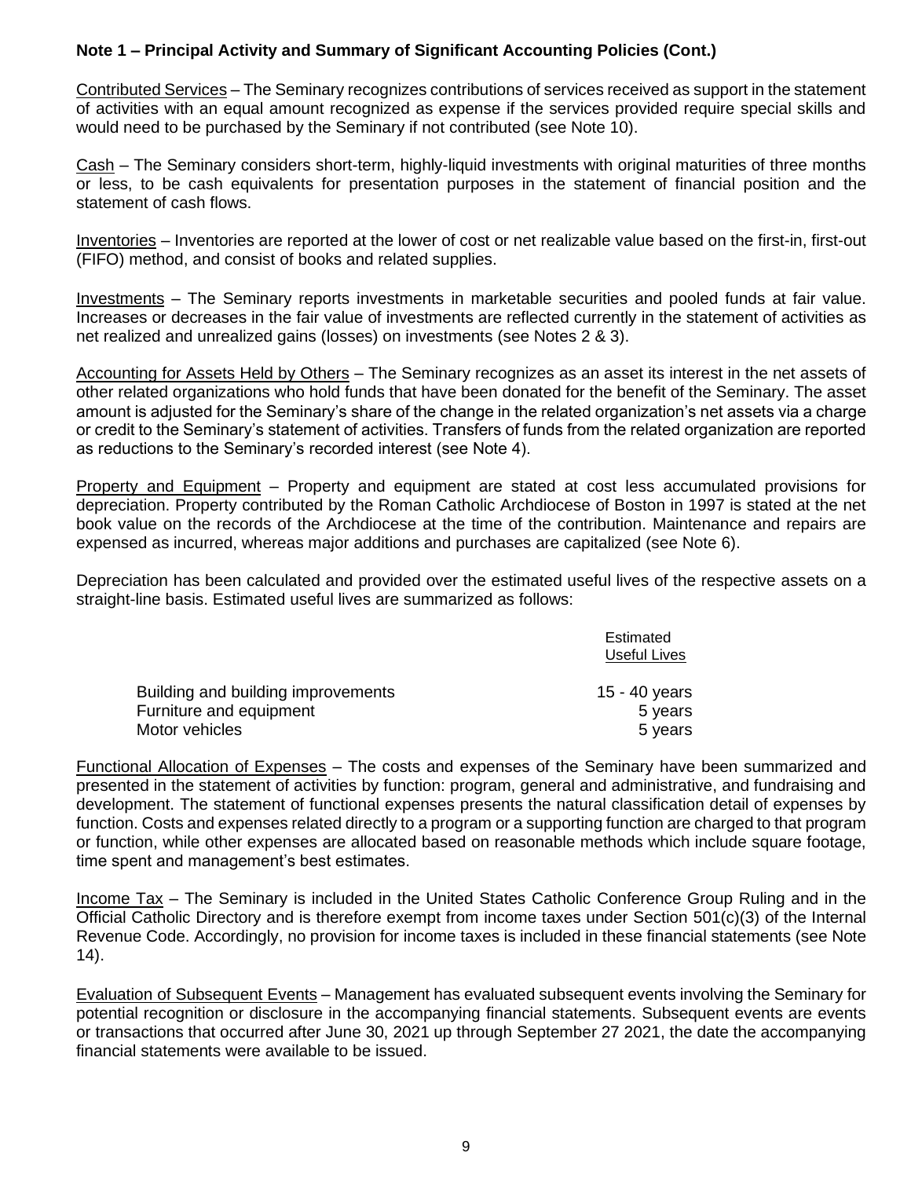**Note 1 – Principal Activity and Summary of Significant Accounting Policies (Cont.)**

Contributed Services – The Seminary recognizes contributions of services received as support in the statement of activities with an equal amount recognized as expense if the services provided require special skills and would need to be purchased by the Seminary if not contributed (see Note 10).

Cash – The Seminary considers short-term, highly-liquid investments with original maturities of three months or less, to be cash equivalents for presentation purposes in the statement of financial position and the statement of cash flows.

Inventories – Inventories are reported at the lower of cost or net realizable value based on the first-in, first-out (FIFO) method, and consist of books and related supplies.

Investments – The Seminary reports investments in marketable securities and pooled funds at fair value. Increases or decreases in the fair value of investments are reflected currently in the statement of activities as net realized and unrealized gains (losses) on investments (see Notes 2 & 3).

Accounting for Assets Held by Others – The Seminary recognizes as an asset its interest in the net assets of other related organizations who hold funds that have been donated for the benefit of the Seminary. The asset amount is adjusted for the Seminary's share of the change in the related organization's net assets via a charge or credit to the Seminary's statement of activities. Transfers of funds from the related organization are reported as reductions to the Seminary's recorded interest (see Note 4).

Property and Equipment – Property and equipment are stated at cost less accumulated provisions for depreciation. Property contributed by the Roman Catholic Archdiocese of Boston in 1997 is stated at the net book value on the records of the Archdiocese at the time of the contribution. Maintenance and repairs are expensed as incurred, whereas major additions and purchases are capitalized (see Note 6).

Depreciation has been calculated and provided over the estimated useful lives of the respective assets on a straight-line basis. Estimated useful lives are summarized as follows:

| | Estimated Useful Lives |
|---|---|
| Building and building improvements | 15 - 40 years |
| Furniture and equipment | 5 years |
| Motor vehicles | 5 years |

Functional Allocation of Expenses – The costs and expenses of the Seminary have been summarized and presented in the statement of activities by function: program, general and administrative, and fundraising and development. The statement of functional expenses presents the natural classification detail of expenses by function. Costs and expenses related directly to a program or a supporting function are charged to that program or function, while other expenses are allocated based on reasonable methods which include square footage, time spent and management's best estimates.

Income Tax – The Seminary is included in the United States Catholic Conference Group Ruling and in the Official Catholic Directory and is therefore exempt from income taxes under Section 501(c)(3) of the Internal Revenue Code. Accordingly, no provision for income taxes is included in these financial statements (see Note 14).

Evaluation of Subsequent Events – Management has evaluated subsequent events involving the Seminary for potential recognition or disclosure in the accompanying financial statements. Subsequent events are events or transactions that occurred after June 30, 2021 up through September 27 2021, the date the accompanying financial statements were available to be issued.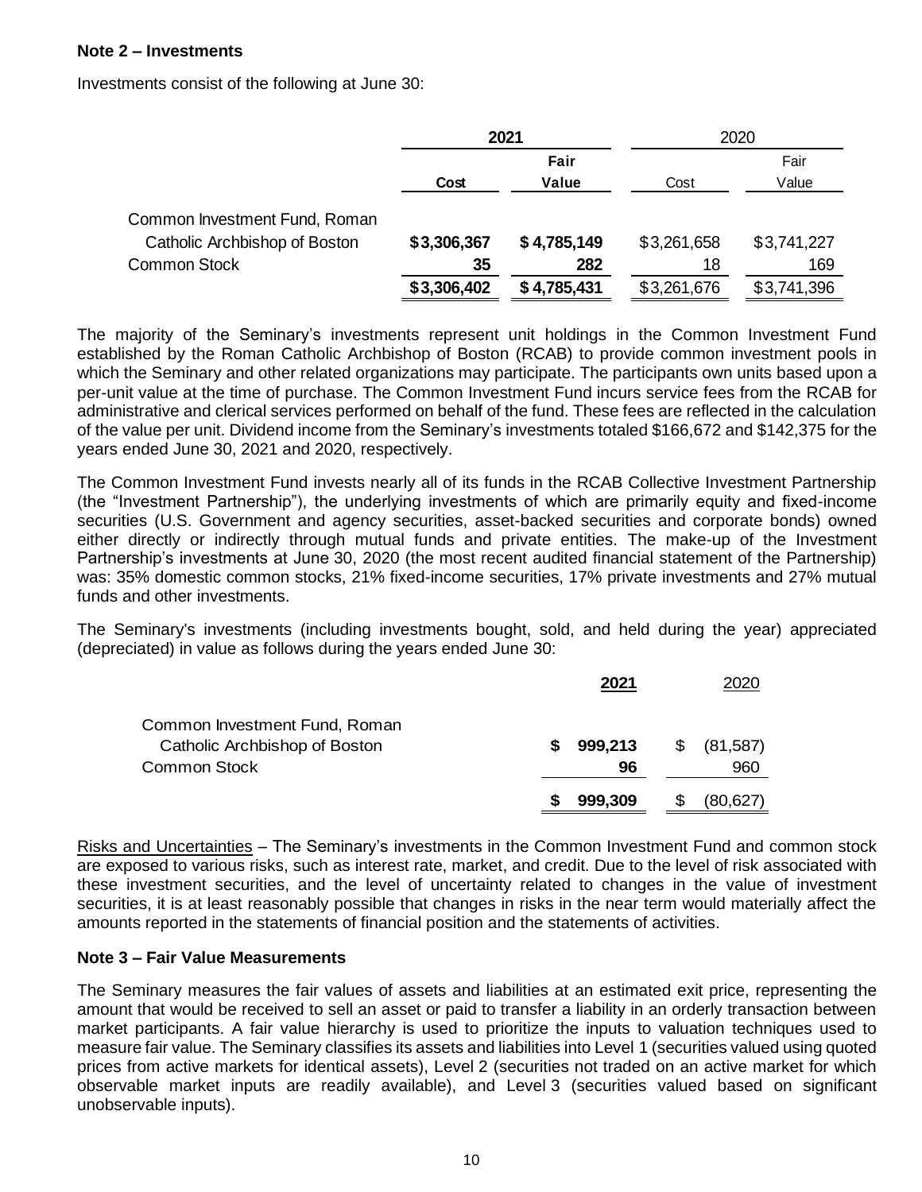## Note 2 – Investments

Investments consist of the following at June 30:

| | 2021 | | 2020 | |
|---|---|---|---|---|
| | Cost | Fair Value | Cost | Fair Value |
| Common Investment Fund, Roman Catholic Archbishop of Boston | $3,306,367 | $4,785,149 | $3,261,658 | $3,741,227 |
| Common Stock | 35 | 282 | 18 | 169 |
| | $3,306,402 | $4,785,431 | $3,261,676 | $3,741,396 |

The majority of the Seminary's investments represent unit holdings in the Common Investment Fund established by the Roman Catholic Archbishop of Boston (RCAB) to provide common investment pools in which the Seminary and other related organizations may participate. The participants own units based upon a per-unit value at the time of purchase. The Common Investment Fund incurs service fees from the RCAB for administrative and clerical services performed on behalf of the fund. These fees are reflected in the calculation of the value per unit. Dividend income from the Seminary's investments totaled $166,672 and $142,375 for the years ended June 30, 2021 and 2020, respectively.

The Common Investment Fund invests nearly all of its funds in the RCAB Collective Investment Partnership (the "Investment Partnership"), the underlying investments of which are primarily equity and fixed-income securities (U.S. Government and agency securities, asset-backed securities and corporate bonds) owned either directly or indirectly through mutual funds and private entities. The make-up of the Investment Partnership's investments at June 30, 2020 (the most recent audited financial statement of the Partnership) was: 35% domestic common stocks, 21% fixed-income securities, 17% private investments and 27% mutual funds and other investments.

The Seminary's investments (including investments bought, sold, and held during the year) appreciated (depreciated) in value as follows during the years ended June 30:

| | 2021 | 2020 |
|---|---|---|
| Common Investment Fund, Roman Catholic Archbishop of Boston | $ 999,213 | $ (81,587) |
| Common Stock | 96 | 960 |
| | $ 999,309 | $ (80,627) |

Risks and Uncertainties – The Seminary's investments in the Common Investment Fund and common stock are exposed to various risks, such as interest rate, market, and credit. Due to the level of risk associated with these investment securities, and the level of uncertainty related to changes in the value of investment securities, it is at least reasonably possible that changes in risks in the near term would materially affect the amounts reported in the statements of financial position and the statements of activities.

## Note 3 – Fair Value Measurements

The Seminary measures the fair values of assets and liabilities at an estimated exit price, representing the amount that would be received to sell an asset or paid to transfer a liability in an orderly transaction between market participants. A fair value hierarchy is used to prioritize the inputs to valuation techniques used to measure fair value. The Seminary classifies its assets and liabilities into Level 1 (securities valued using quoted prices from active markets for identical assets), Level 2 (securities not traded on an active market for which observable market inputs are readily available), and Level 3 (securities valued based on significant unobservable inputs).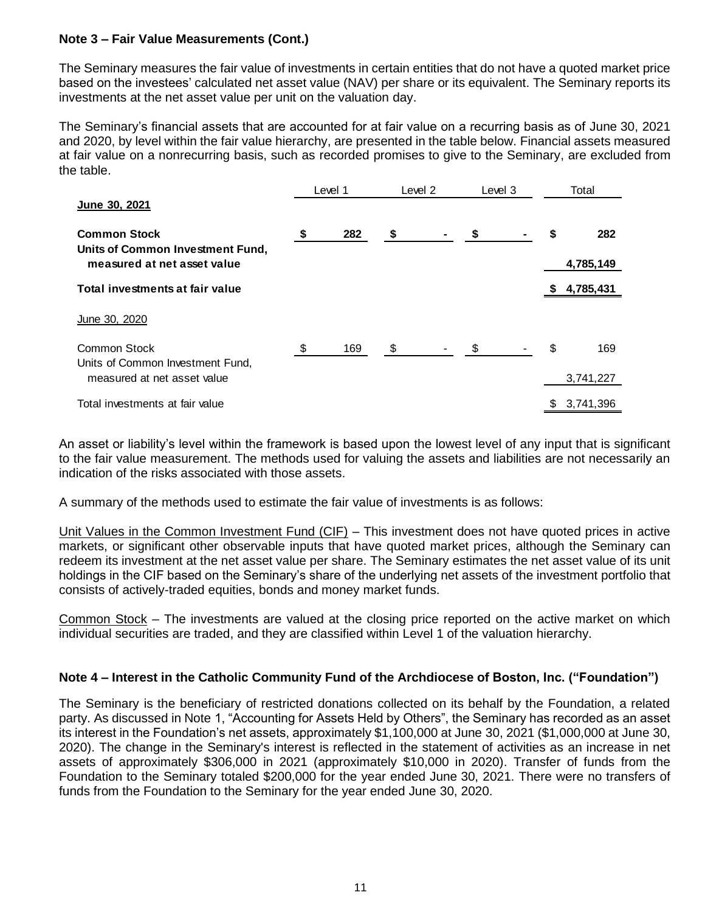**Note 3 – Fair Value Measurements (Cont.)**

The Seminary measures the fair value of investments in certain entities that do not have a quoted market price based on the investees' calculated net asset value (NAV) per share or its equivalent. The Seminary reports its investments at the net asset value per unit on the valuation day.

The Seminary's financial assets that are accounted for at fair value on a recurring basis as of June 30, 2021 and 2020, by level within the fair value hierarchy, are presented in the table below. Financial assets measured at fair value on a nonrecurring basis, such as recorded promises to give to the Seminary, are excluded from the table.

| | Level 1 | Level 2 | Level 3 | Total |
|---|---|---|---|---|
| **June 30, 2021** | | | | |
| **Common Stock** | **$ 282** | **$ -** | **$ -** | **$ 282** |
| **Units of Common Investment Fund, measured at net asset value** | | | | **4,785,149** |
| **Total investments at fair value** | | | | **$ 4,785,431** |
| June 30, 2020 | | | | |
| Common Stock | $ 169 | $ - | $ - | $ 169 |
| Units of Common Investment Fund, measured at net asset value | | | | 3,741,227 |
| Total investments at fair value | | | | $ 3,741,396 |

An asset or liability's level within the framework is based upon the lowest level of any input that is significant to the fair value measurement. The methods used for valuing the assets and liabilities are not necessarily an indication of the risks associated with those assets.

A summary of the methods used to estimate the fair value of investments is as follows:

Unit Values in the Common Investment Fund (CIF) – This investment does not have quoted prices in active markets, or significant other observable inputs that have quoted market prices, although the Seminary can redeem its investment at the net asset value per share. The Seminary estimates the net asset value of its unit holdings in the CIF based on the Seminary's share of the underlying net assets of the investment portfolio that consists of actively-traded equities, bonds and money market funds.

Common Stock – The investments are valued at the closing price reported on the active market on which individual securities are traded, and they are classified within Level 1 of the valuation hierarchy.

**Note 4 – Interest in the Catholic Community Fund of the Archdiocese of Boston, Inc. ("Foundation")**

The Seminary is the beneficiary of restricted donations collected on its behalf by the Foundation, a related party. As discussed in Note 1, "Accounting for Assets Held by Others", the Seminary has recorded as an asset its interest in the Foundation's net assets, approximately $1,100,000 at June 30, 2021 ($1,000,000 at June 30, 2020). The change in the Seminary's interest is reflected in the statement of activities as an increase in net assets of approximately $306,000 in 2021 (approximately $10,000 in 2020). Transfer of funds from the Foundation to the Seminary totaled $200,000 for the year ended June 30, 2021. There were no transfers of funds from the Foundation to the Seminary for the year ended June 30, 2020.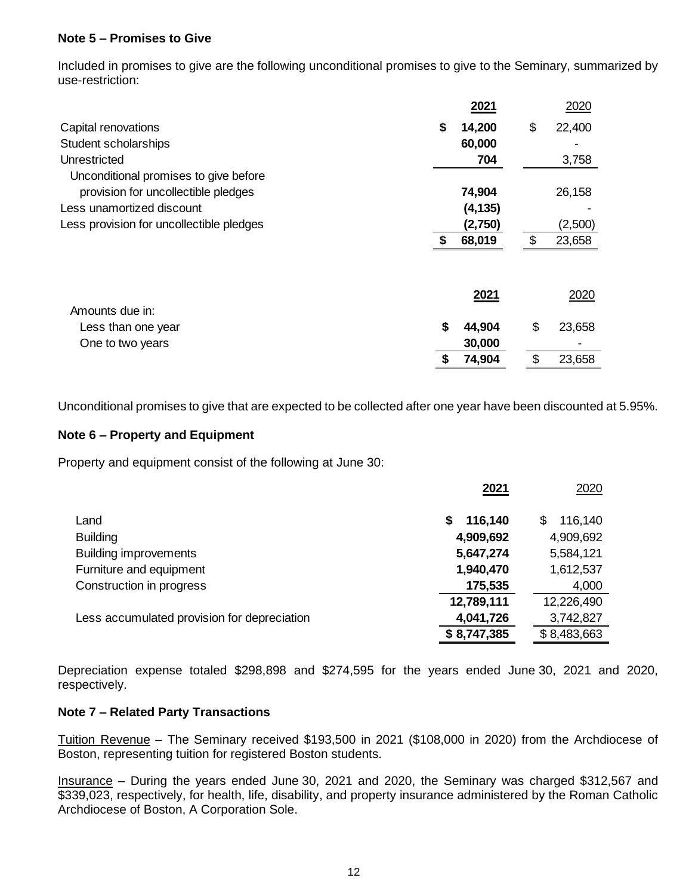**Note 5 – Promises to Give**

Included in promises to give are the following unconditional promises to give to the Seminary, summarized by use-restriction:

| | **2021** | 2020 |
|---|---|---|
| Capital renovations | **$ 14,200** | $ 22,400 |
| Student scholarships | **60,000** | - |
| Unrestricted | **704** | 3,758 |
| Unconditional promises to give before provision for uncollectible pledges | **74,904** | 26,158 |
| Less unamortized discount | **(4,135)** | - |
| Less provision for uncollectible pledges | **(2,750)** | (2,500) |
| | **$ 68,019** | $ 23,658 |

| | **2021** | 2020 |
|---|---|---|
| Amounts due in: | | |
| Less than one year | **$ 44,904** | $ 23,658 |
| One to two years | **30,000** | - |
| | **$ 74,904** | $ 23,658 |

Unconditional promises to give that are expected to be collected after one year have been discounted at 5.95%.

**Note 6 – Property and Equipment**

Property and equipment consist of the following at June 30:

| | **2021** | 2020 |
|---|---|---|
| Land | **$ 116,140** | $ 116,140 |
| Building | **4,909,692** | 4,909,692 |
| Building improvements | **5,647,274** | 5,584,121 |
| Furniture and equipment | **1,940,470** | 1,612,537 |
| Construction in progress | **175,535** | 4,000 |
| | **12,789,111** | 12,226,490 |
| Less accumulated provision for depreciation | **4,041,726** | 3,742,827 |
| | **$ 8,747,385** | $ 8,483,663 |

Depreciation expense totaled $298,898 and $274,595 for the years ended June 30, 2021 and 2020, respectively.

**Note 7 – Related Party Transactions**

Tuition Revenue – The Seminary received $193,500 in 2021 ($108,000 in 2020) from the Archdiocese of Boston, representing tuition for registered Boston students.

Insurance – During the years ended June 30, 2021 and 2020, the Seminary was charged $312,567 and $339,023, respectively, for health, life, disability, and property insurance administered by the Roman Catholic Archdiocese of Boston, A Corporation Sole.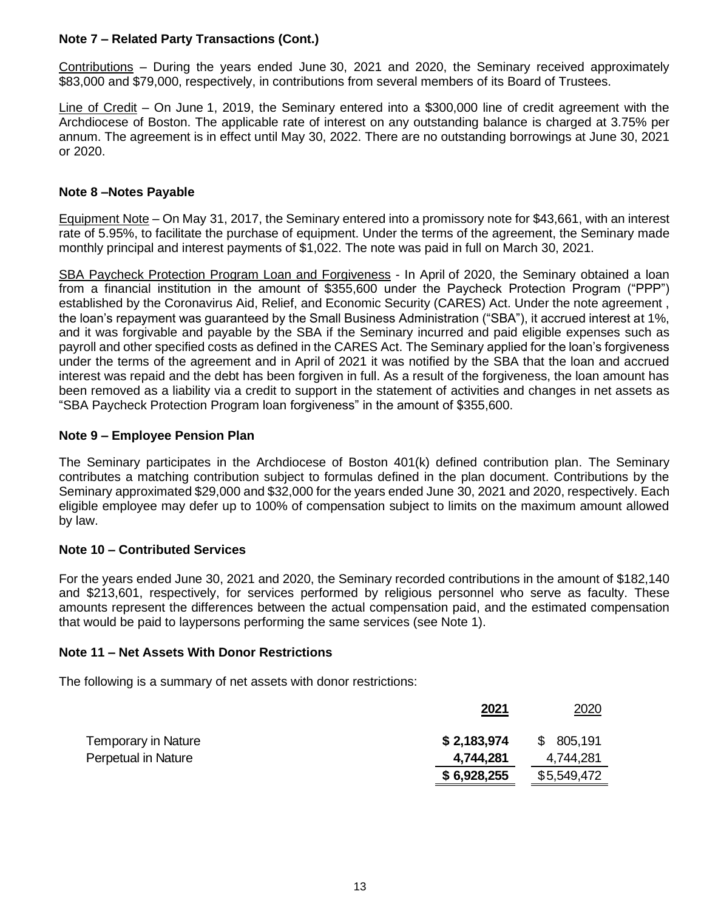### Note 7 – Related Party Transactions (Cont.)

Contributions – During the years ended June 30, 2021 and 2020, the Seminary received approximately $83,000 and $79,000, respectively, in contributions from several members of its Board of Trustees.

Line of Credit – On June 1, 2019, the Seminary entered into a $300,000 line of credit agreement with the Archdiocese of Boston. The applicable rate of interest on any outstanding balance is charged at 3.75% per annum. The agreement is in effect until May 30, 2022. There are no outstanding borrowings at June 30, 2021 or 2020.

### Note 8 –Notes Payable

Equipment Note – On May 31, 2017, the Seminary entered into a promissory note for $43,661, with an interest rate of 5.95%, to facilitate the purchase of equipment. Under the terms of the agreement, the Seminary made monthly principal and interest payments of $1,022. The note was paid in full on March 30, 2021.

SBA Paycheck Protection Program Loan and Forgiveness - In April of 2020, the Seminary obtained a loan from a financial institution in the amount of $355,600 under the Paycheck Protection Program ("PPP") established by the Coronavirus Aid, Relief, and Economic Security (CARES) Act. Under the note agreement , the loan's repayment was guaranteed by the Small Business Administration ("SBA"), it accrued interest at 1%, and it was forgivable and payable by the SBA if the Seminary incurred and paid eligible expenses such as payroll and other specified costs as defined in the CARES Act. The Seminary applied for the loan's forgiveness under the terms of the agreement and in April of 2021 it was notified by the SBA that the loan and accrued interest was repaid and the debt has been forgiven in full. As a result of the forgiveness, the loan amount has been removed as a liability via a credit to support in the statement of activities and changes in net assets as "SBA Paycheck Protection Program loan forgiveness" in the amount of $355,600.

### Note 9 – Employee Pension Plan

The Seminary participates in the Archdiocese of Boston 401(k) defined contribution plan. The Seminary contributes a matching contribution subject to formulas defined in the plan document. Contributions by the Seminary approximated $29,000 and $32,000 for the years ended June 30, 2021 and 2020, respectively. Each eligible employee may defer up to 100% of compensation subject to limits on the maximum amount allowed by law.

### Note 10 – Contributed Services

For the years ended June 30, 2021 and 2020, the Seminary recorded contributions in the amount of $182,140 and $213,601, respectively, for services performed by religious personnel who serve as faculty. These amounts represent the differences between the actual compensation paid, and the estimated compensation that would be paid to laypersons performing the same services (see Note 1).

### Note 11 – Net Assets With Donor Restrictions

The following is a summary of net assets with donor restrictions:

| | **2021** | 2020 |
|---|---|---|
| Temporary in Nature | **$ 2,183,974** | $ 805,191 |
| Perpetual in Nature | **4,744,281** | 4,744,281 |
| | **$ 6,928,255** | $5,549,472 |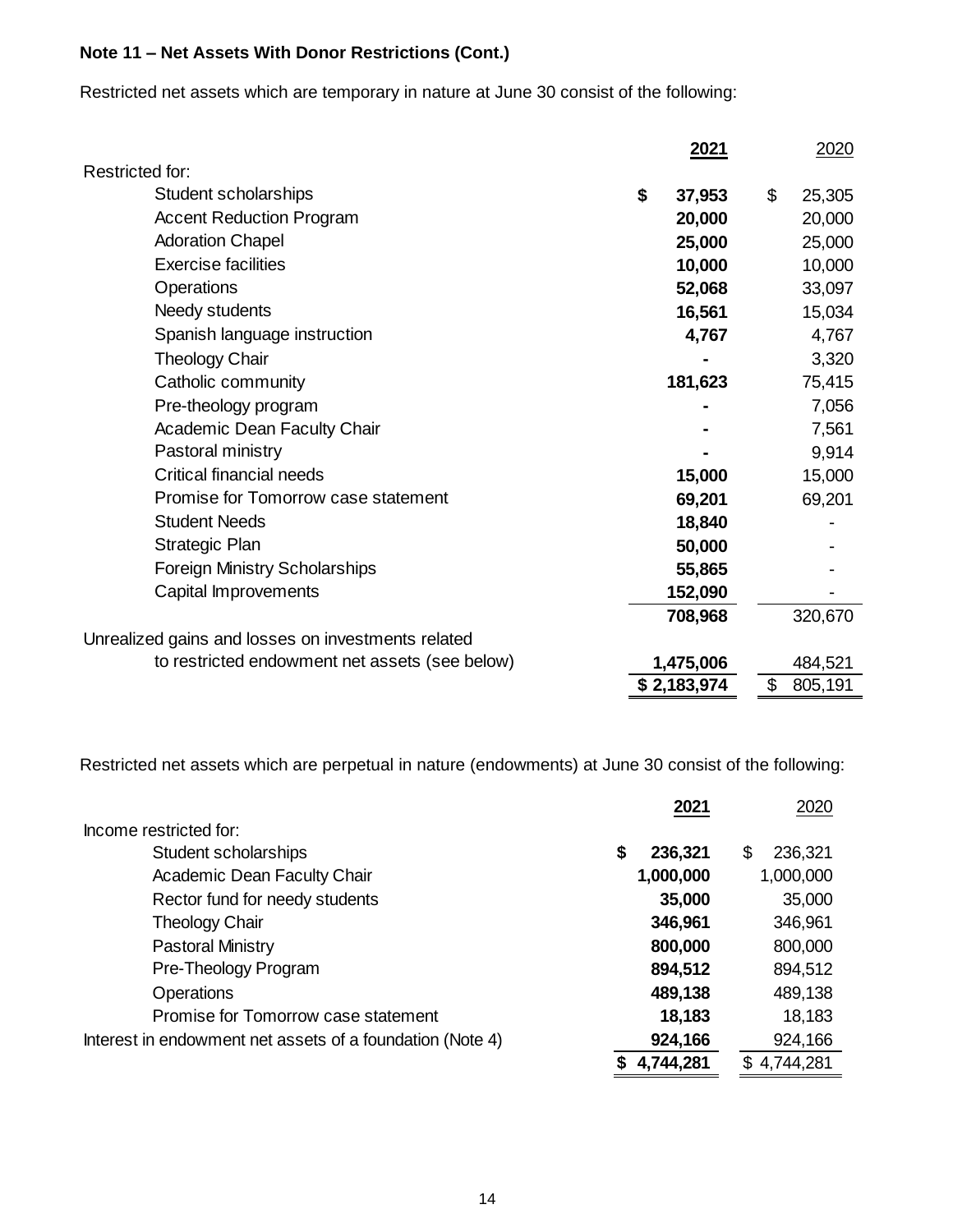**Note 11 – Net Assets With Donor Restrictions (Cont.)**

Restricted net assets which are temporary in nature at June 30 consist of the following:

| | **2021** | 2020 |
|---|---|---|
| Restricted for: | | |
| Student scholarships | **$ 37,953** | $ 25,305 |
| Accent Reduction Program | **20,000** | 20,000 |
| Adoration Chapel | **25,000** | 25,000 |
| Exercise facilities | **10,000** | 10,000 |
| Operations | **52,068** | 33,097 |
| Needy students | **16,561** | 15,034 |
| Spanish language instruction | **4,767** | 4,767 |
| Theology Chair | **-** | 3,320 |
| Catholic community | **181,623** | 75,415 |
| Pre-theology program | **-** | 7,056 |
| Academic Dean Faculty Chair | **-** | 7,561 |
| Pastoral ministry | **-** | 9,914 |
| Critical financial needs | **15,000** | 15,000 |
| Promise for Tomorrow case statement | **69,201** | 69,201 |
| Student Needs | **18,840** | - |
| Strategic Plan | **50,000** | - |
| Foreign Ministry Scholarships | **55,865** | - |
| Capital Improvements | **152,090** | - |
| | **708,968** | 320,670 |
| Unrealized gains and losses on investments related to restricted endowment net assets (see below) | **1,475,006** | 484,521 |
| | **$ 2,183,974** | $ 805,191 |

Restricted net assets which are perpetual in nature (endowments) at June 30 consist of the following:

| | **2021** | 2020 |
|---|---|---|
| Income restricted for: | | |
| Student scholarships | **$ 236,321** | $ 236,321 |
| Academic Dean Faculty Chair | **1,000,000** | 1,000,000 |
| Rector fund for needy students | **35,000** | 35,000 |
| Theology Chair | **346,961** | 346,961 |
| Pastoral Ministry | **800,000** | 800,000 |
| Pre-Theology Program | **894,512** | 894,512 |
| Operations | **489,138** | 489,138 |
| Promise for Tomorrow case statement | **18,183** | 18,183 |
| Interest in endowment net assets of a foundation (Note 4) | **924,166** | 924,166 |
| | **$ 4,744,281** | $ 4,744,281 |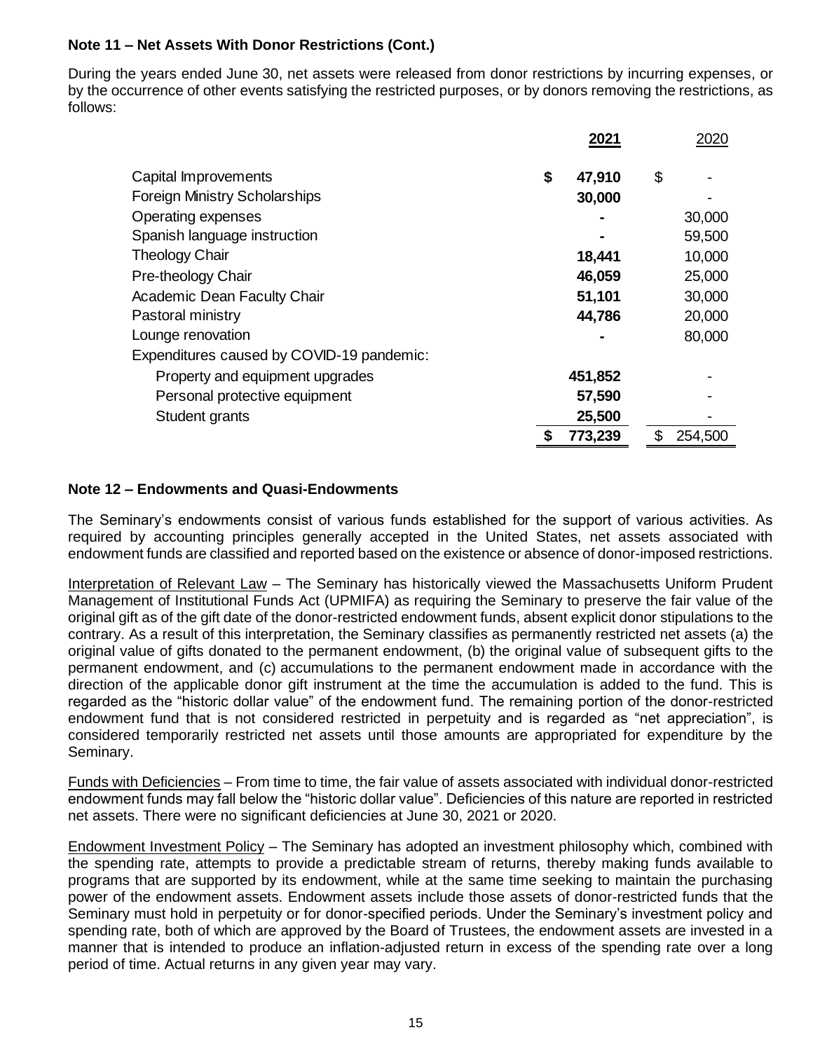**Note 11 – Net Assets With Donor Restrictions (Cont.)**

During the years ended June 30, net assets were released from donor restrictions by incurring expenses, or by the occurrence of other events satisfying the restricted purposes, or by donors removing the restrictions, as follows:

| | **2021** | 2020 |
|---|---|---|
| Capital Improvements | **$ 47,910** | $ - |
| Foreign Ministry Scholarships | **30,000** | - |
| Operating expenses | **-** | 30,000 |
| Spanish language instruction | **-** | 59,500 |
| Theology Chair | **18,441** | 10,000 |
| Pre-theology Chair | **46,059** | 25,000 |
| Academic Dean Faculty Chair | **51,101** | 30,000 |
| Pastoral ministry | **44,786** | 20,000 |
| Lounge renovation | **-** | 80,000 |
| Expenditures caused by COVID-19 pandemic: | | |
| Property and equipment upgrades | **451,852** | - |
| Personal protective equipment | **57,590** | - |
| Student grants | **25,500** | - |
| | **$ 773,239** | $ 254,500 |

**Note 12 – Endowments and Quasi-Endowments**

The Seminary's endowments consist of various funds established for the support of various activities. As required by accounting principles generally accepted in the United States, net assets associated with endowment funds are classified and reported based on the existence or absence of donor-imposed restrictions.

Interpretation of Relevant Law – The Seminary has historically viewed the Massachusetts Uniform Prudent Management of Institutional Funds Act (UPMIFA) as requiring the Seminary to preserve the fair value of the original gift as of the gift date of the donor-restricted endowment funds, absent explicit donor stipulations to the contrary. As a result of this interpretation, the Seminary classifies as permanently restricted net assets (a) the original value of gifts donated to the permanent endowment, (b) the original value of subsequent gifts to the permanent endowment, and (c) accumulations to the permanent endowment made in accordance with the direction of the applicable donor gift instrument at the time the accumulation is added to the fund. This is regarded as the "historic dollar value" of the endowment fund. The remaining portion of the donor-restricted endowment fund that is not considered restricted in perpetuity and is regarded as "net appreciation", is considered temporarily restricted net assets until those amounts are appropriated for expenditure by the Seminary.

Funds with Deficiencies – From time to time, the fair value of assets associated with individual donor-restricted endowment funds may fall below the "historic dollar value". Deficiencies of this nature are reported in restricted net assets. There were no significant deficiencies at June 30, 2021 or 2020.

Endowment Investment Policy – The Seminary has adopted an investment philosophy which, combined with the spending rate, attempts to provide a predictable stream of returns, thereby making funds available to programs that are supported by its endowment, while at the same time seeking to maintain the purchasing power of the endowment assets. Endowment assets include those assets of donor-restricted funds that the Seminary must hold in perpetuity or for donor-specified periods. Under the Seminary's investment policy and spending rate, both of which are approved by the Board of Trustees, the endowment assets are invested in a manner that is intended to produce an inflation-adjusted return in excess of the spending rate over a long period of time. Actual returns in any given year may vary.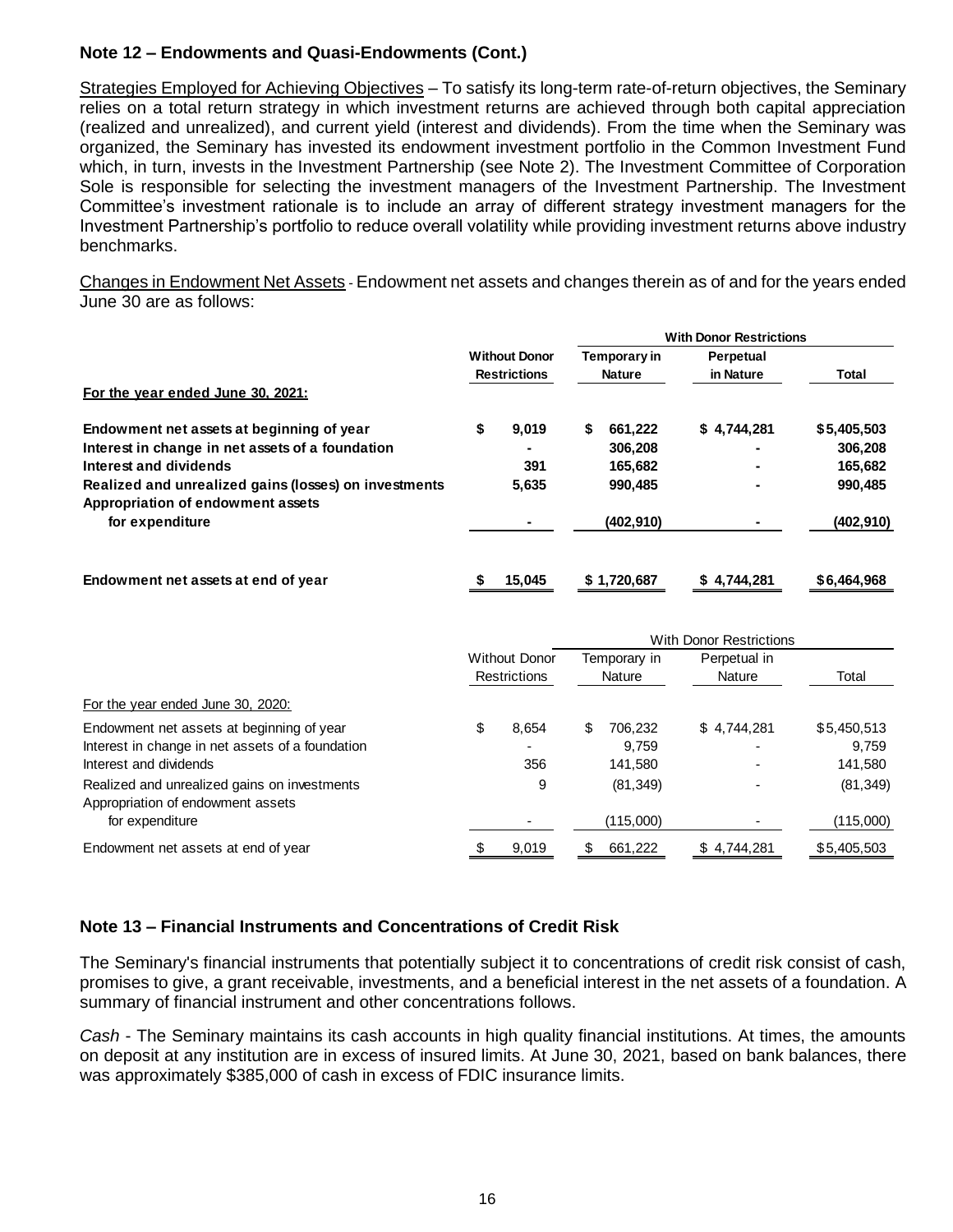**Note 12 – Endowments and Quasi-Endowments (Cont.)**

Strategies Employed for Achieving Objectives – To satisfy its long-term rate-of-return objectives, the Seminary relies on a total return strategy in which investment returns are achieved through both capital appreciation (realized and unrealized), and current yield (interest and dividends). From the time when the Seminary was organized, the Seminary has invested its endowment investment portfolio in the Common Investment Fund which, in turn, invests in the Investment Partnership (see Note 2). The Investment Committee of Corporation Sole is responsible for selecting the investment managers of the Investment Partnership. The Investment Committee's investment rationale is to include an array of different strategy investment managers for the Investment Partnership's portfolio to reduce overall volatility while providing investment returns above industry benchmarks.

Changes in Endowment Net Assets - Endowment net assets and changes therein as of and for the years ended June 30 are as follows:

| | | With Donor Restrictions | | |
|---|---|---|---|---|
| | **Without Donor Restrictions** | **Temporary in Nature** | **Perpetual in Nature** | **Total** |
| **For the year ended June 30, 2021:** | | | | |
| **Endowment net assets at beginning of year** | **$ 9,019** | **$ 661,222** | **$ 4,744,281** | **$5,405,503** |
| **Interest in change in net assets of a foundation** | **-** | **306,208** | **-** | **306,208** |
| **Interest and dividends** | **391** | **165,682** | **-** | **165,682** |
| **Realized and unrealized gains (losses) on investments** | **5,635** | **990,485** | **-** | **990,485** |
| **Appropriation of endowment assets for expenditure** | **-** | **(402,910)** | **-** | **(402,910)** |
| **Endowment net assets at end of year** | **$ 15,045** | **$ 1,720,687** | **$ 4,744,281** | **$6,464,968** |

| | | With Donor Restrictions | | |
|---|---|---|---|---|
| | Without Donor Restrictions | Temporary in Nature | Perpetual in Nature | Total |
| For the year ended June 30, 2020: | | | | |
| Endowment net assets at beginning of year | $ 8,654 | $ 706,232 | $ 4,744,281 | $5,450,513 |
| Interest in change in net assets of a foundation | - | 9,759 | - | 9,759 |
| Interest and dividends | 356 | 141,580 | - | 141,580 |
| Realized and unrealized gains on investments | 9 | (81,349) | - | (81,349) |
| Appropriation of endowment assets for expenditure | - | (115,000) | - | (115,000) |
| Endowment net assets at end of year | $ 9,019 | $ 661,222 | $ 4,744,281 | $5,405,503 |

**Note 13 – Financial Instruments and Concentrations of Credit Risk**

The Seminary's financial instruments that potentially subject it to concentrations of credit risk consist of cash, promises to give, a grant receivable, investments, and a beneficial interest in the net assets of a foundation. A summary of financial instrument and other concentrations follows.

*Cash* - The Seminary maintains its cash accounts in high quality financial institutions. At times, the amounts on deposit at any institution are in excess of insured limits. At June 30, 2021, based on bank balances, there was approximately $385,000 of cash in excess of FDIC insurance limits.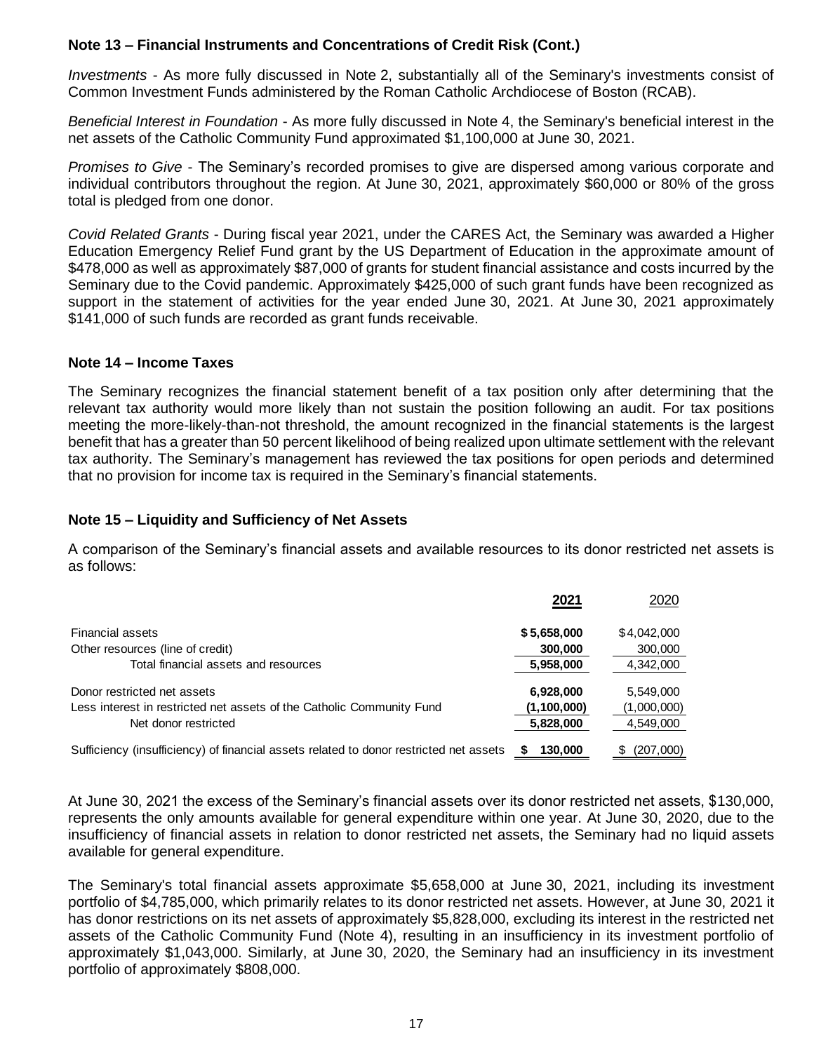### Note 13 – Financial Instruments and Concentrations of Credit Risk (Cont.)

*Investments* - As more fully discussed in Note 2, substantially all of the Seminary's investments consist of Common Investment Funds administered by the Roman Catholic Archdiocese of Boston (RCAB).

*Beneficial Interest in Foundation* - As more fully discussed in Note 4, the Seminary's beneficial interest in the net assets of the Catholic Community Fund approximated $1,100,000 at June 30, 2021.

*Promises to Give* - The Seminary's recorded promises to give are dispersed among various corporate and individual contributors throughout the region. At June 30, 2021, approximately $60,000 or 80% of the gross total is pledged from one donor.

*Covid Related Grants* - During fiscal year 2021, under the CARES Act, the Seminary was awarded a Higher Education Emergency Relief Fund grant by the US Department of Education in the approximate amount of $478,000 as well as approximately $87,000 of grants for student financial assistance and costs incurred by the Seminary due to the Covid pandemic. Approximately $425,000 of such grant funds have been recognized as support in the statement of activities for the year ended June 30, 2021. At June 30, 2021 approximately $141,000 of such funds are recorded as grant funds receivable.

### Note 14 – Income Taxes

The Seminary recognizes the financial statement benefit of a tax position only after determining that the relevant tax authority would more likely than not sustain the position following an audit. For tax positions meeting the more-likely-than-not threshold, the amount recognized in the financial statements is the largest benefit that has a greater than 50 percent likelihood of being realized upon ultimate settlement with the relevant tax authority. The Seminary's management has reviewed the tax positions for open periods and determined that no provision for income tax is required in the Seminary's financial statements.

### Note 15 – Liquidity and Sufficiency of Net Assets

A comparison of the Seminary's financial assets and available resources to its donor restricted net assets is as follows:

| | **2021** | 2020 |
|---|---|---|
| Financial assets | **$ 5,658,000** | $ 4,042,000 |
| Other resources (line of credit) | **300,000** | 300,000 |
| Total financial assets and resources | **5,958,000** | 4,342,000 |
| Donor restricted net assets | **6,928,000** | 5,549,000 |
| Less interest in restricted net assets of the Catholic Community Fund | **(1,100,000)** | (1,000,000) |
| Net donor restricted | **5,828,000** | 4,549,000 |
| Sufficiency (insufficiency) of financial assets related to donor restricted net assets | **$ 130,000** | $ (207,000) |

At June 30, 2021 the excess of the Seminary's financial assets over its donor restricted net assets, $130,000, represents the only amounts available for general expenditure within one year. At June 30, 2020, due to the insufficiency of financial assets in relation to donor restricted net assets, the Seminary had no liquid assets available for general expenditure.

The Seminary's total financial assets approximate $5,658,000 at June 30, 2021, including its investment portfolio of $4,785,000, which primarily relates to its donor restricted net assets. However, at June 30, 2021 it has donor restrictions on its net assets of approximately $5,828,000, excluding its interest in the restricted net assets of the Catholic Community Fund (Note 4), resulting in an insufficiency in its investment portfolio of approximately $1,043,000. Similarly, at June 30, 2020, the Seminary had an insufficiency in its investment portfolio of approximately $808,000.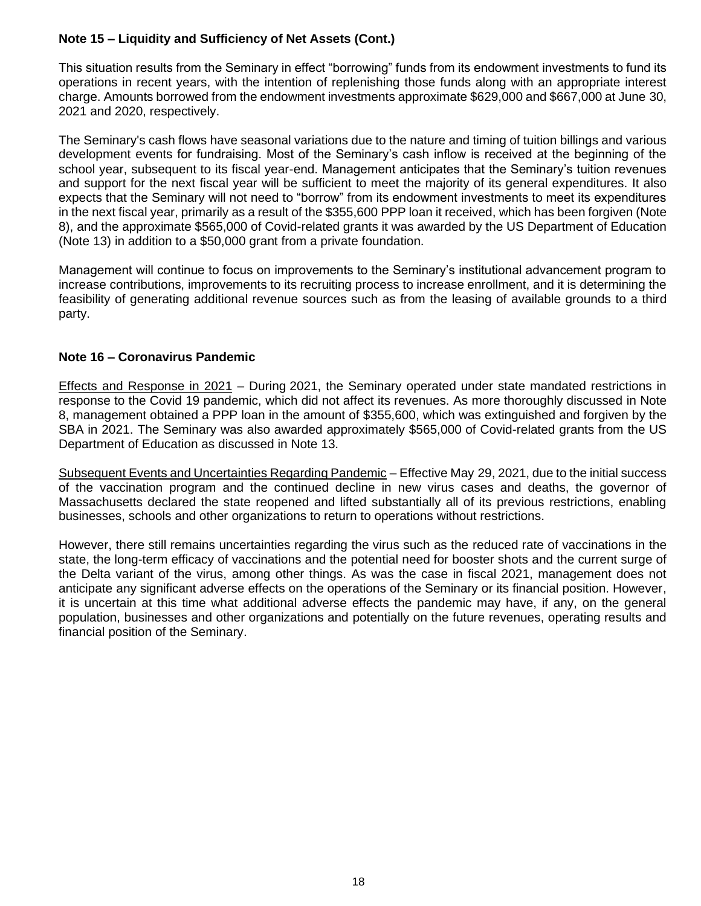### Note 15 – Liquidity and Sufficiency of Net Assets (Cont.)

This situation results from the Seminary in effect "borrowing" funds from its endowment investments to fund its operations in recent years, with the intention of replenishing those funds along with an appropriate interest charge. Amounts borrowed from the endowment investments approximate $629,000 and $667,000 at June 30, 2021 and 2020, respectively.

The Seminary's cash flows have seasonal variations due to the nature and timing of tuition billings and various development events for fundraising. Most of the Seminary's cash inflow is received at the beginning of the school year, subsequent to its fiscal year-end. Management anticipates that the Seminary's tuition revenues and support for the next fiscal year will be sufficient to meet the majority of its general expenditures. It also expects that the Seminary will not need to "borrow" from its endowment investments to meet its expenditures in the next fiscal year, primarily as a result of the $355,600 PPP loan it received, which has been forgiven (Note 8), and the approximate $565,000 of Covid-related grants it was awarded by the US Department of Education (Note 13) in addition to a $50,000 grant from a private foundation.

Management will continue to focus on improvements to the Seminary's institutional advancement program to increase contributions, improvements to its recruiting process to increase enrollment, and it is determining the feasibility of generating additional revenue sources such as from the leasing of available grounds to a third party.

### Note 16 – Coronavirus Pandemic

Effects and Response in 2021 – During 2021, the Seminary operated under state mandated restrictions in response to the Covid 19 pandemic, which did not affect its revenues. As more thoroughly discussed in Note 8, management obtained a PPP loan in the amount of $355,600, which was extinguished and forgiven by the SBA in 2021. The Seminary was also awarded approximately $565,000 of Covid-related grants from the US Department of Education as discussed in Note 13.

Subsequent Events and Uncertainties Regarding Pandemic – Effective May 29, 2021, due to the initial success of the vaccination program and the continued decline in new virus cases and deaths, the governor of Massachusetts declared the state reopened and lifted substantially all of its previous restrictions, enabling businesses, schools and other organizations to return to operations without restrictions.

However, there still remains uncertainties regarding the virus such as the reduced rate of vaccinations in the state, the long-term efficacy of vaccinations and the potential need for booster shots and the current surge of the Delta variant of the virus, among other things. As was the case in fiscal 2021, management does not anticipate any significant adverse effects on the operations of the Seminary or its financial position. However, it is uncertain at this time what additional adverse effects the pandemic may have, if any, on the general population, businesses and other organizations and potentially on the future revenues, operating results and financial position of the Seminary.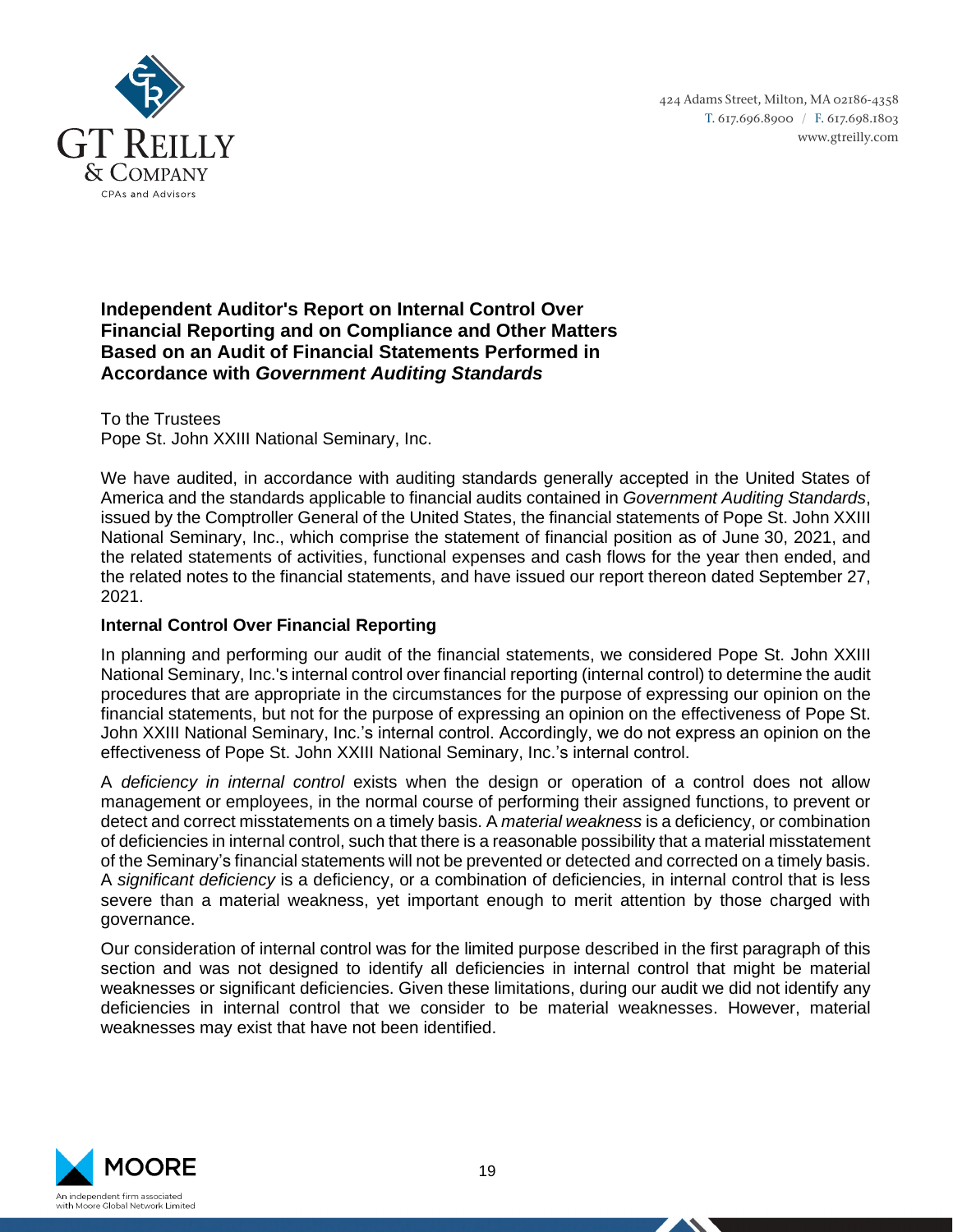GT Reilly & Company
CPAs and Advisors

424 Adams Street, Milton, MA 02186-4358
T. 617.696.8900 / F. 617.698.1803
www.gtreilly.com

## Independent Auditor's Report on Internal Control Over Financial Reporting and on Compliance and Other Matters Based on an Audit of Financial Statements Performed in Accordance with *Government Auditing Standards*

To the Trustees
Pope St. John XXIII National Seminary, Inc.

We have audited, in accordance with auditing standards generally accepted in the United States of America and the standards applicable to financial audits contained in *Government Auditing Standards*, issued by the Comptroller General of the United States, the financial statements of Pope St. John XXIII National Seminary, Inc., which comprise the statement of financial position as of June 30, 2021, and the related statements of activities, functional expenses and cash flows for the year then ended, and the related notes to the financial statements, and have issued our report thereon dated September 27, 2021.

### Internal Control Over Financial Reporting

In planning and performing our audit of the financial statements, we considered Pope St. John XXIII National Seminary, Inc.'s internal control over financial reporting (internal control) to determine the audit procedures that are appropriate in the circumstances for the purpose of expressing our opinion on the financial statements, but not for the purpose of expressing an opinion on the effectiveness of Pope St. John XXIII National Seminary, Inc.'s internal control. Accordingly, we do not express an opinion on the effectiveness of Pope St. John XXIII National Seminary, Inc.'s internal control.

A *deficiency in internal control* exists when the design or operation of a control does not allow management or employees, in the normal course of performing their assigned functions, to prevent or detect and correct misstatements on a timely basis. A *material weakness* is a deficiency, or combination of deficiencies in internal control, such that there is a reasonable possibility that a material misstatement of the Seminary's financial statements will not be prevented or detected and corrected on a timely basis. A *significant deficiency* is a deficiency, or a combination of deficiencies, in internal control that is less severe than a material weakness, yet important enough to merit attention by those charged with governance.

Our consideration of internal control was for the limited purpose described in the first paragraph of this section and was not designed to identify all deficiencies in internal control that might be material weaknesses or significant deficiencies. Given these limitations, during our audit we did not identify any deficiencies in internal control that we consider to be material weaknesses. However, material weaknesses may exist that have not been identified.

MOORE
An independent firm associated with Moore Global Network Limited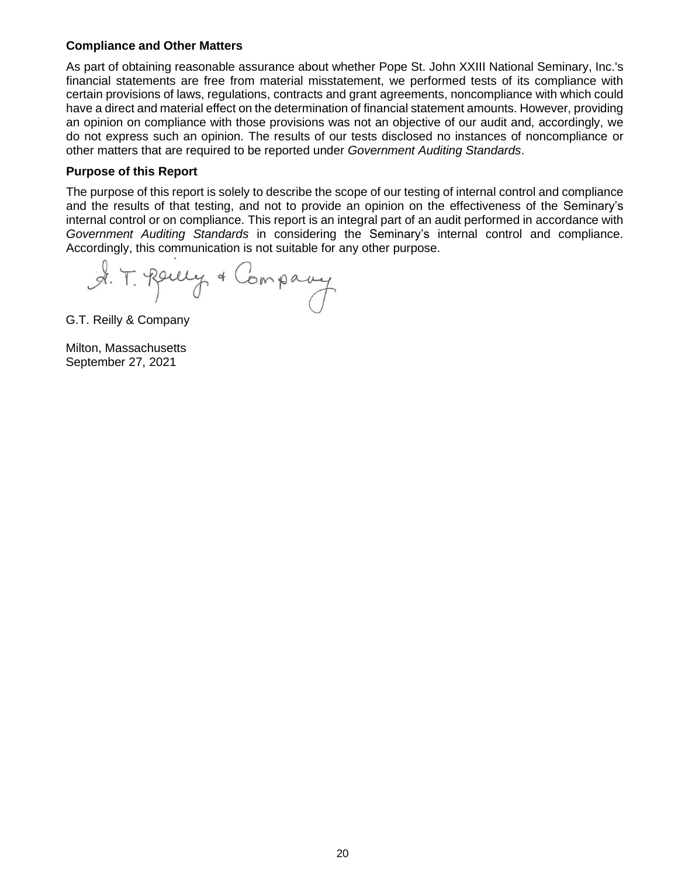### Compliance and Other Matters

As part of obtaining reasonable assurance about whether Pope St. John XXIII National Seminary, Inc.'s financial statements are free from material misstatement, we performed tests of its compliance with certain provisions of laws, regulations, contracts and grant agreements, noncompliance with which could have a direct and material effect on the determination of financial statement amounts. However, providing an opinion on compliance with those provisions was not an objective of our audit and, accordingly, we do not express such an opinion. The results of our tests disclosed no instances of noncompliance or other matters that are required to be reported under *Government Auditing Standards*.

### Purpose of this Report

The purpose of this report is solely to describe the scope of our testing of internal control and compliance and the results of that testing, and not to provide an opinion on the effectiveness of the Seminary's internal control or on compliance. This report is an integral part of an audit performed in accordance with *Government Auditing Standards* in considering the Seminary's internal control and compliance. Accordingly, this communication is not suitable for any other purpose.

G.T. Reilly & Company

G.T. Reilly & Company

Milton, Massachusetts
September 27, 2021